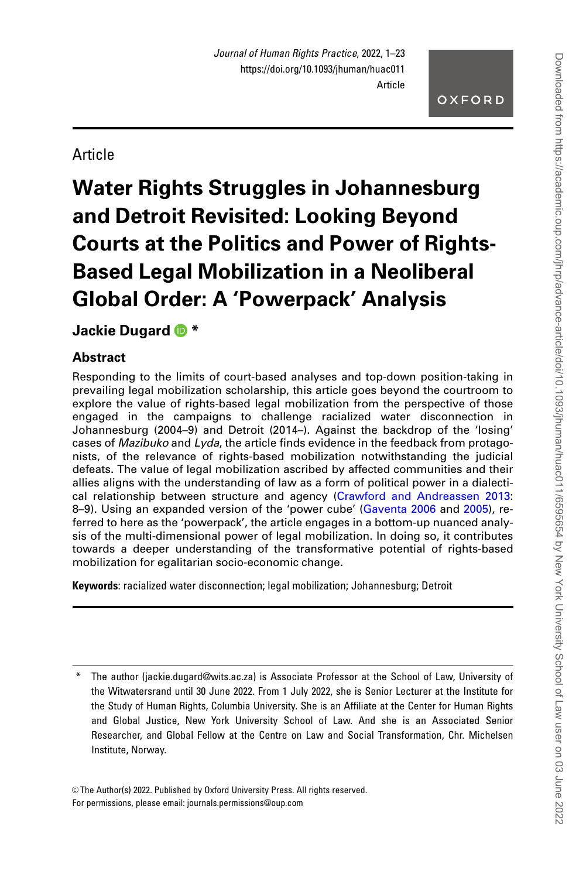Article

# Water Rights Struggles in Johannesburg and Detroit Revisited: Looking Beyond Courts at the Politics and Power of Rights-Based Legal Mobilization in a Neoliberal Global Order: A 'Powerpack' Analysis

**Jackie Dugard** *

## Abstract

Responding to the limits of court-based analyses and top-down position-taking in prevailing legal mobilization scholarship, this article goes beyond the courtroom to explore the value of rights-based legal mobilization from the perspective of those engaged in the campaigns to challenge racialized water disconnection in Johannesburg (2004–9) and Detroit (2014–). Against the backdrop of the 'losing' cases of *Mazibuko* and *Lyda*, the article finds evidence in the feedback from protagonists, of the relevance of rights-based mobilization notwithstanding the judicial defeats. The value of legal mobilization ascribed by affected communities and their allies aligns with the understanding of law as a form of political power in a dialectical relationship between structure and agency (Crawford and Andreassen 2013: 8–9). Using an expanded version of the 'power cube' (Gaventa 2006 and 2005), referred to here as the 'powerpack', the article engages in a bottom-up nuanced analysis of the multi-dimensional power of legal mobilization. In doing so, it contributes towards a deeper understanding of the transformative potential of rights-based mobilization for egalitarian socio-economic change.

**Keywords**: racialized water disconnection; legal mobilization; Johannesburg; Detroit

---

\* The author (jackie.dugard@wits.ac.za) is Associate Professor at the School of Law, University of the Witwatersrand until 30 June 2022. From 1 July 2022, she is Senior Lecturer at the Institute for the Study of Human Rights, Columbia University. She is an Affiliate at the Center for Human Rights and Global Justice, New York University School of Law. And she is an Associated Senior Researcher, and Global Fellow at the Centre on Law and Social Transformation, Chr. Michelsen Institute, Norway.

© The Author(s) 2022. Published by Oxford University Press. All rights reserved.
For permissions, please email: journals.permissions@oup.com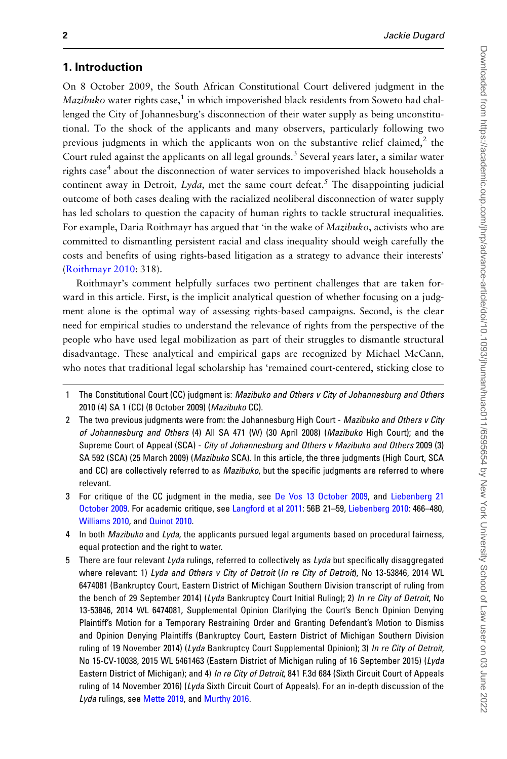## 1. Introduction

On 8 October 2009, the South African Constitutional Court delivered judgment in the *Mazibuko* water rights case,[1] in which impoverished black residents from Soweto had challenged the City of Johannesburg's disconnection of their water supply as being unconstitutional. To the shock of the applicants and many observers, particularly following two previous judgments in which the applicants won on the substantive relief claimed,[2] the Court ruled against the applicants on all legal grounds.[3] Several years later, a similar water rights case[4] about the disconnection of water services to impoverished black households a continent away in Detroit, *Lyda*, met the same court defeat.[5] The disappointing judicial outcome of both cases dealing with the racialized neoliberal disconnection of water supply has led scholars to question the capacity of human rights to tackle structural inequalities. For example, Daria Roithmayr has argued that 'in the wake of *Mazibuko*, activists who are committed to dismantling persistent racial and class inequality should weigh carefully the costs and benefits of using rights-based litigation as a strategy to advance their interests' (Roithmayr 2010: 318).

Roithmayr's comment helpfully surfaces two pertinent challenges that are taken forward in this article. First, is the implicit analytical question of whether focusing on a judgment alone is the optimal way of assessing rights-based campaigns. Second, is the clear need for empirical studies to understand the relevance of rights from the perspective of the people who have used legal mobilization as part of their struggles to dismantle structural disadvantage. These analytical and empirical gaps are recognized by Michael McCann, who notes that traditional legal scholarship has 'remained court-centered, sticking close to

---

1 The Constitutional Court (CC) judgment is: *Mazibuko and Others v City of Johannesburg and Others* 2010 (4) SA 1 (CC) (8 October 2009) (*Mazibuko* CC).

2 The two previous judgments were from: the Johannesburg High Court - *Mazibuko and Others v City of Johannesburg and Others* (4) All SA 471 (W) (30 April 2008) (*Mazibuko* High Court); and the Supreme Court of Appeal (SCA) - *City of Johannesburg and Others v Mazibuko and Others* 2009 (3) SA 592 (SCA) (25 March 2009) (*Mazibuko* SCA). In this article, the three judgments (High Court, SCA and CC) are collectively referred to as *Mazibuko*, but the specific judgments are referred to where relevant.

3 For critique of the CC judgment in the media, see De Vos 13 October 2009, and Liebenberg 21 October 2009. For academic critique, see Langford et al 2011: 56B 21–59, Liebenberg 2010: 466–480, Williams 2010, and Quinot 2010.

4 In both *Mazibuko* and *Lyda*, the applicants pursued legal arguments based on procedural fairness, equal protection and the right to water.

5 There are four relevant *Lyda* rulings, referred to collectively as *Lyda* but specifically disaggregated where relevant: 1) *Lyda and Others v City of Detroit* (*In re City of Detroit*), No 13-53846, 2014 WL 6474081 (Bankruptcy Court, Eastern District of Michigan Southern Division transcript of ruling from the bench of 29 September 2014) (*Lyda* Bankruptcy Court Initial Ruling); 2) *In re City of Detroit*, No 13-53846, 2014 WL 6474081, Supplemental Opinion Clarifying the Court's Bench Opinion Denying Plaintiff's Motion for a Temporary Restraining Order and Granting Defendant's Motion to Dismiss and Opinion Denying Plaintiffs (Bankruptcy Court, Eastern District of Michigan Southern Division ruling of 19 November 2014) (*Lyda* Bankruptcy Court Supplemental Opinion); 3) *In re City of Detroit*, No 15-CV-10038, 2015 WL 5461463 (Eastern District of Michigan ruling of 16 September 2015) (*Lyda* Eastern District of Michigan); and 4) *In re City of Detroit*, 841 F.3d 684 (Sixth Circuit Court of Appeals ruling of 14 November 2016) (*Lyda* Sixth Circuit Court of Appeals). For an in-depth discussion of the *Lyda* rulings, see Mette 2019, and Murthy 2016.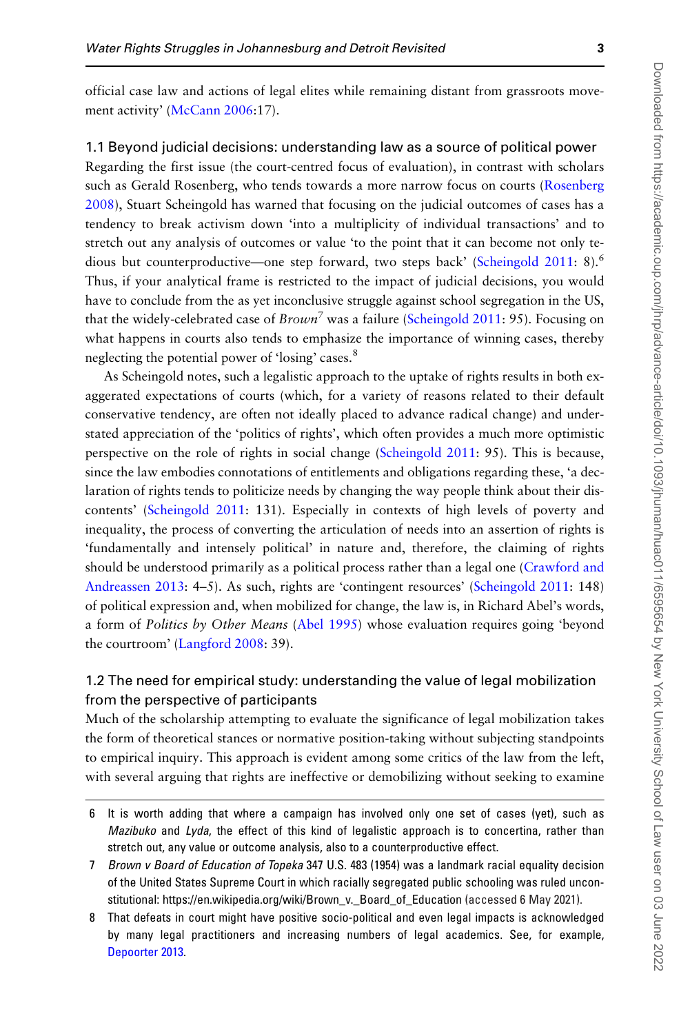official case law and actions of legal elites while remaining distant from grassroots movement activity' (McCann 2006:17).

## 1.1 Beyond judicial decisions: understanding law as a source of political power

Regarding the first issue (the court-centred focus of evaluation), in contrast with scholars such as Gerald Rosenberg, who tends towards a more narrow focus on courts (Rosenberg 2008), Stuart Scheingold has warned that focusing on the judicial outcomes of cases has a tendency to break activism down 'into a multiplicity of individual transactions' and to stretch out any analysis of outcomes or value 'to the point that it can become not only tedious but counterproductive—one step forward, two steps back' (Scheingold 2011: 8).[6] Thus, if your analytical frame is restricted to the impact of judicial decisions, you would have to conclude from the as yet inconclusive struggle against school segregation in the US, that the widely-celebrated case of *Brown*[7] was a failure (Scheingold 2011: 95). Focusing on what happens in courts also tends to emphasize the importance of winning cases, thereby neglecting the potential power of 'losing' cases.[8]

As Scheingold notes, such a legalistic approach to the uptake of rights results in both exaggerated expectations of courts (which, for a variety of reasons related to their default conservative tendency, are often not ideally placed to advance radical change) and understated appreciation of the 'politics of rights', which often provides a much more optimistic perspective on the role of rights in social change (Scheingold 2011: 95). This is because, since the law embodies connotations of entitlements and obligations regarding these, 'a declaration of rights tends to politicize needs by changing the way people think about their discontents' (Scheingold 2011: 131). Especially in contexts of high levels of poverty and inequality, the process of converting the articulation of needs into an assertion of rights is 'fundamentally and intensely political' in nature and, therefore, the claiming of rights should be understood primarily as a political process rather than a legal one (Crawford and Andreassen 2013: 4–5). As such, rights are 'contingent resources' (Scheingold 2011: 148) of political expression and, when mobilized for change, the law is, in Richard Abel's words, a form of *Politics by Other Means* (Abel 1995) whose evaluation requires going 'beyond the courtroom' (Langford 2008: 39).

## 1.2 The need for empirical study: understanding the value of legal mobilization from the perspective of participants

Much of the scholarship attempting to evaluate the significance of legal mobilization takes the form of theoretical stances or normative position-taking without subjecting standpoints to empirical inquiry. This approach is evident among some critics of the law from the left, with several arguing that rights are ineffective or demobilizing without seeking to examine

---

6 It is worth adding that where a campaign has involved only one set of cases (yet), such as *Mazibuko* and *Lyda*, the effect of this kind of legalistic approach is to concertina, rather than stretch out, any value or outcome analysis, also to a counterproductive effect.

7 *Brown v Board of Education of Topeka* 347 U.S. 483 (1954) was a landmark racial equality decision of the United States Supreme Court in which racially segregated public schooling was ruled unconstitutional: https://en.wikipedia.org/wiki/Brown_v._Board_of_Education (accessed 6 May 2021).

8 That defeats in court might have positive socio-political and even legal impacts is acknowledged by many legal practitioners and increasing numbers of legal academics. See, for example, Depoorter 2013.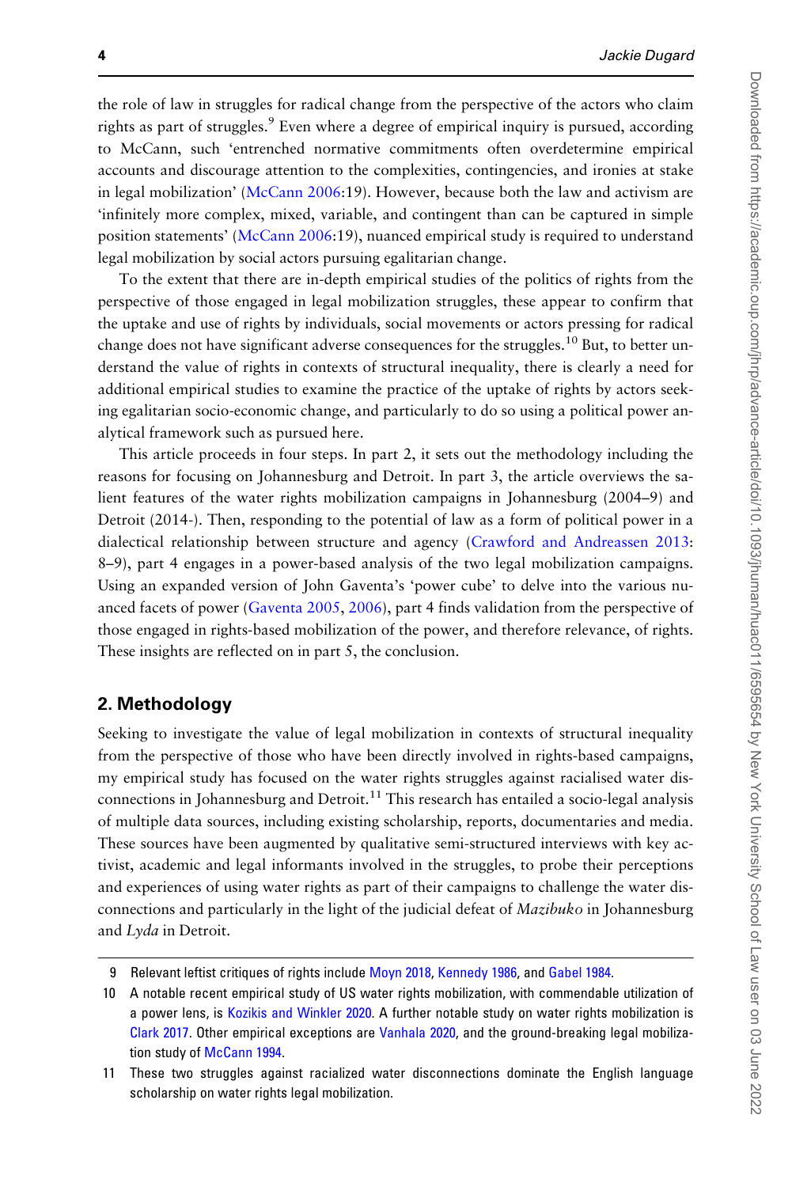the role of law in struggles for radical change from the perspective of the actors who claim rights as part of struggles.[9] Even where a degree of empirical inquiry is pursued, according to McCann, such 'entrenched normative commitments often overdetermine empirical accounts and discourage attention to the complexities, contingencies, and ironies at stake in legal mobilization' (McCann 2006:19). However, because both the law and activism are 'infinitely more complex, mixed, variable, and contingent than can be captured in simple position statements' (McCann 2006:19), nuanced empirical study is required to understand legal mobilization by social actors pursuing egalitarian change.

To the extent that there are in-depth empirical studies of the politics of rights from the perspective of those engaged in legal mobilization struggles, these appear to confirm that the uptake and use of rights by individuals, social movements or actors pressing for radical change does not have significant adverse consequences for the struggles.[10] But, to better understand the value of rights in contexts of structural inequality, there is clearly a need for additional empirical studies to examine the practice of the uptake of rights by actors seeking egalitarian socio-economic change, and particularly to do so using a political power analytical framework such as pursued here.

This article proceeds in four steps. In part 2, it sets out the methodology including the reasons for focusing on Johannesburg and Detroit. In part 3, the article overviews the salient features of the water rights mobilization campaigns in Johannesburg (2004–9) and Detroit (2014-). Then, responding to the potential of law as a form of political power in a dialectical relationship between structure and agency (Crawford and Andreassen 2013: 8–9), part 4 engages in a power-based analysis of the two legal mobilization campaigns. Using an expanded version of John Gaventa's 'power cube' to delve into the various nuanced facets of power (Gaventa 2005, 2006), part 4 finds validation from the perspective of those engaged in rights-based mobilization of the power, and therefore relevance, of rights. These insights are reflected on in part 5, the conclusion.

## 2. Methodology

Seeking to investigate the value of legal mobilization in contexts of structural inequality from the perspective of those who have been directly involved in rights-based campaigns, my empirical study has focused on the water rights struggles against racialised water disconnections in Johannesburg and Detroit.[11] This research has entailed a socio-legal analysis of multiple data sources, including existing scholarship, reports, documentaries and media. These sources have been augmented by qualitative semi-structured interviews with key activist, academic and legal informants involved in the struggles, to probe their perceptions and experiences of using water rights as part of their campaigns to challenge the water disconnections and particularly in the light of the judicial defeat of *Mazibuko* in Johannesburg and *Lyda* in Detroit.

---

9 Relevant leftist critiques of rights include Moyn 2018, Kennedy 1986, and Gabel 1984.

10 A notable recent empirical study of US water rights mobilization, with commendable utilization of a power lens, is Kozikis and Winkler 2020. A further notable study on water rights mobilization is Clark 2017. Other empirical exceptions are Vanhala 2020, and the ground-breaking legal mobilization study of McCann 1994.

11 These two struggles against racialized water disconnections dominate the English language scholarship on water rights legal mobilization.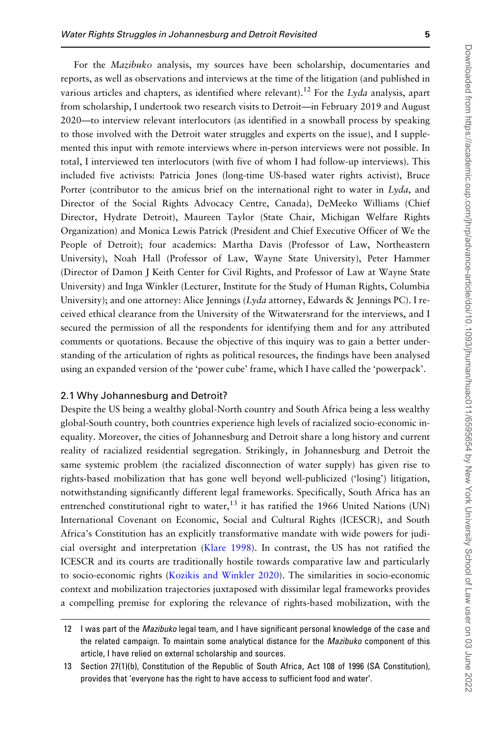For the *Mazibuko* analysis, my sources have been scholarship, documentaries and reports, as well as observations and interviews at the time of the litigation (and published in various articles and chapters, as identified where relevant).[12] For the *Lyda* analysis, apart from scholarship, I undertook two research visits to Detroit—in February 2019 and August 2020—to interview relevant interlocutors (as identified in a snowball process by speaking to those involved with the Detroit water struggles and experts on the issue), and I supplemented this input with remote interviews where in-person interviews were not possible. In total, I interviewed ten interlocutors (with five of whom I had follow-up interviews). This included five activists: Patricia Jones (long-time US-based water rights activist), Bruce Porter (contributor to the amicus brief on the international right to water in *Lyda*, and Director of the Social Rights Advocacy Centre, Canada), DeMeeko Williams (Chief Director, Hydrate Detroit), Maureen Taylor (State Chair, Michigan Welfare Rights Organization) and Monica Lewis Patrick (President and Chief Executive Officer of We the People of Detroit); four academics: Martha Davis (Professor of Law, Northeastern University), Noah Hall (Professor of Law, Wayne State University), Peter Hammer (Director of Damon J Keith Center for Civil Rights, and Professor of Law at Wayne State University) and Inga Winkler (Lecturer, Institute for the Study of Human Rights, Columbia University); and one attorney: Alice Jennings (*Lyda* attorney, Edwards & Jennings PC). I received ethical clearance from the University of the Witwatersrand for the interviews, and I secured the permission of all the respondents for identifying them and for any attributed comments or quotations. Because the objective of this inquiry was to gain a better understanding of the articulation of rights as political resources, the findings have been analysed using an expanded version of the 'power cube' frame, which I have called the 'powerpack'.

### 2.1 Why Johannesburg and Detroit?

Despite the US being a wealthy global-North country and South Africa being a less wealthy global-South country, both countries experience high levels of racialized socio-economic inequality. Moreover, the cities of Johannesburg and Detroit share a long history and current reality of racialized residential segregation. Strikingly, in Johannesburg and Detroit the same systemic problem (the racialized disconnection of water supply) has given rise to rights-based mobilization that has gone well beyond well-publicized ('losing') litigation, notwithstanding significantly different legal frameworks. Specifically, South Africa has an entrenched constitutional right to water,[13] it has ratified the 1966 United Nations (UN) International Covenant on Economic, Social and Cultural Rights (ICESCR), and South Africa's Constitution has an explicitly transformative mandate with wide powers for judicial oversight and interpretation (Klare 1998). In contrast, the US has not ratified the ICESCR and its courts are traditionally hostile towards comparative law and particularly to socio-economic rights (Kozikis and Winkler 2020). The similarities in socio-economic context and mobilization trajectories juxtaposed with dissimilar legal frameworks provides a compelling premise for exploring the relevance of rights-based mobilization, with the

---

12 I was part of the *Mazibuko* legal team, and I have significant personal knowledge of the case and the related campaign. To maintain some analytical distance for the *Mazibuko* component of this article, I have relied on external scholarship and sources.

13 Section 27(1)(b), Constitution of the Republic of South Africa, Act 108 of 1996 (SA Constitution), provides that 'everyone has the right to have access to sufficient food and water'.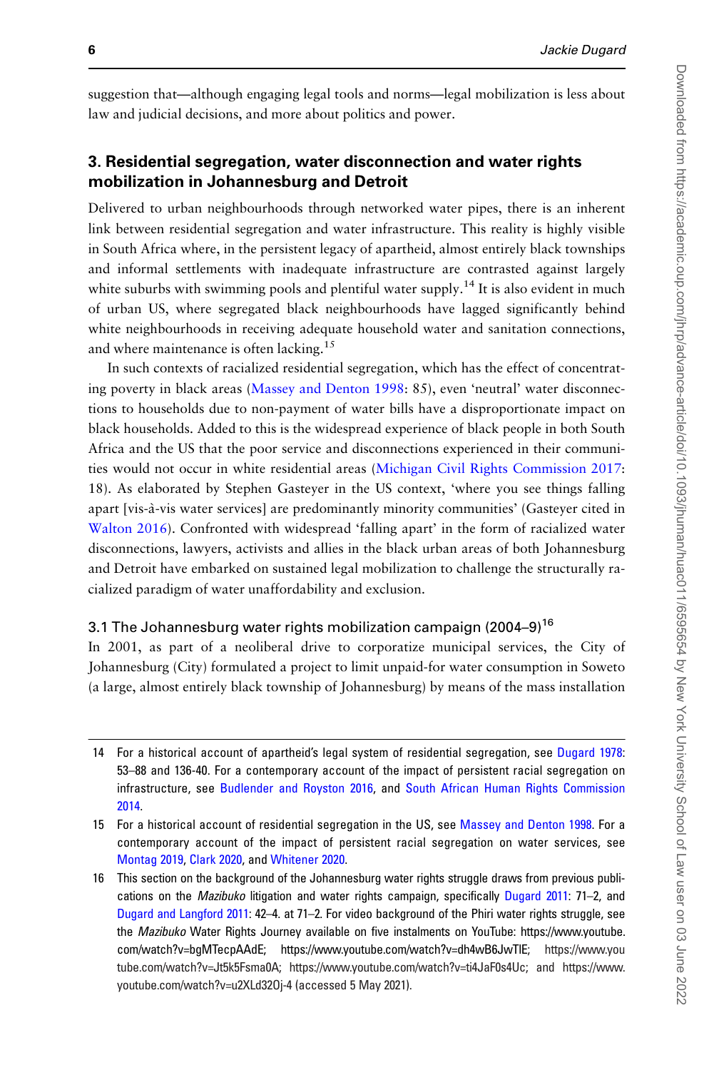suggestion that—although engaging legal tools and norms—legal mobilization is less about law and judicial decisions, and more about politics and power.

## 3. Residential segregation, water disconnection and water rights mobilization in Johannesburg and Detroit

Delivered to urban neighbourhoods through networked water pipes, there is an inherent link between residential segregation and water infrastructure. This reality is highly visible in South Africa where, in the persistent legacy of apartheid, almost entirely black townships and informal settlements with inadequate infrastructure are contrasted against largely white suburbs with swimming pools and plentiful water supply.[14] It is also evident in much of urban US, where segregated black neighbourhoods have lagged significantly behind white neighbourhoods in receiving adequate household water and sanitation connections, and where maintenance is often lacking.[15]

In such contexts of racialized residential segregation, which has the effect of concentrating poverty in black areas (Massey and Denton 1998: 85), even 'neutral' water disconnections to households due to non-payment of water bills have a disproportionate impact on black households. Added to this is the widespread experience of black people in both South Africa and the US that the poor service and disconnections experienced in their communities would not occur in white residential areas (Michigan Civil Rights Commission 2017: 18). As elaborated by Stephen Gasteyer in the US context, 'where you see things falling apart [vis-à-vis water services] are predominantly minority communities' (Gasteyer cited in Walton 2016). Confronted with widespread 'falling apart' in the form of racialized water disconnections, lawyers, activists and allies in the black urban areas of both Johannesburg and Detroit have embarked on sustained legal mobilization to challenge the structurally racialized paradigm of water unaffordability and exclusion.

### 3.1 The Johannesburg water rights mobilization campaign (2004–9)[16]

In 2001, as part of a neoliberal drive to corporatize municipal services, the City of Johannesburg (City) formulated a project to limit unpaid-for water consumption in Soweto (a large, almost entirely black township of Johannesburg) by means of the mass installation

---

14 For a historical account of apartheid's legal system of residential segregation, see Dugard 1978: 53–88 and 136-40. For a contemporary account of the impact of persistent racial segregation on infrastructure, see Budlender and Royston 2016, and South African Human Rights Commission 2014.

15 For a historical account of residential segregation in the US, see Massey and Denton 1998. For a contemporary account of the impact of persistent racial segregation on water services, see Montag 2019, Clark 2020, and Whitener 2020.

16 This section on the background of the Johannesburg water rights struggle draws from previous publications on the *Mazibuko* litigation and water rights campaign, specifically Dugard 2011: 71–2, and Dugard and Langford 2011: 42–4. at 71–2. For video background of the Phiri water rights struggle, see the *Mazibuko* Water Rights Journey available on five instalments on YouTube: https://www.youtube.com/watch?v=bgMTecpAAdE; https://www.youtube.com/watch?v=dh4wB6JwTIE; https://www.youtube.com/watch?v=Jt5k5Fsma0A; https://www.youtube.com/watch?v=ti4JaF0s4Uc; and https://www.youtube.com/watch?v=u2XLd32Oj-4 (accessed 5 May 2021).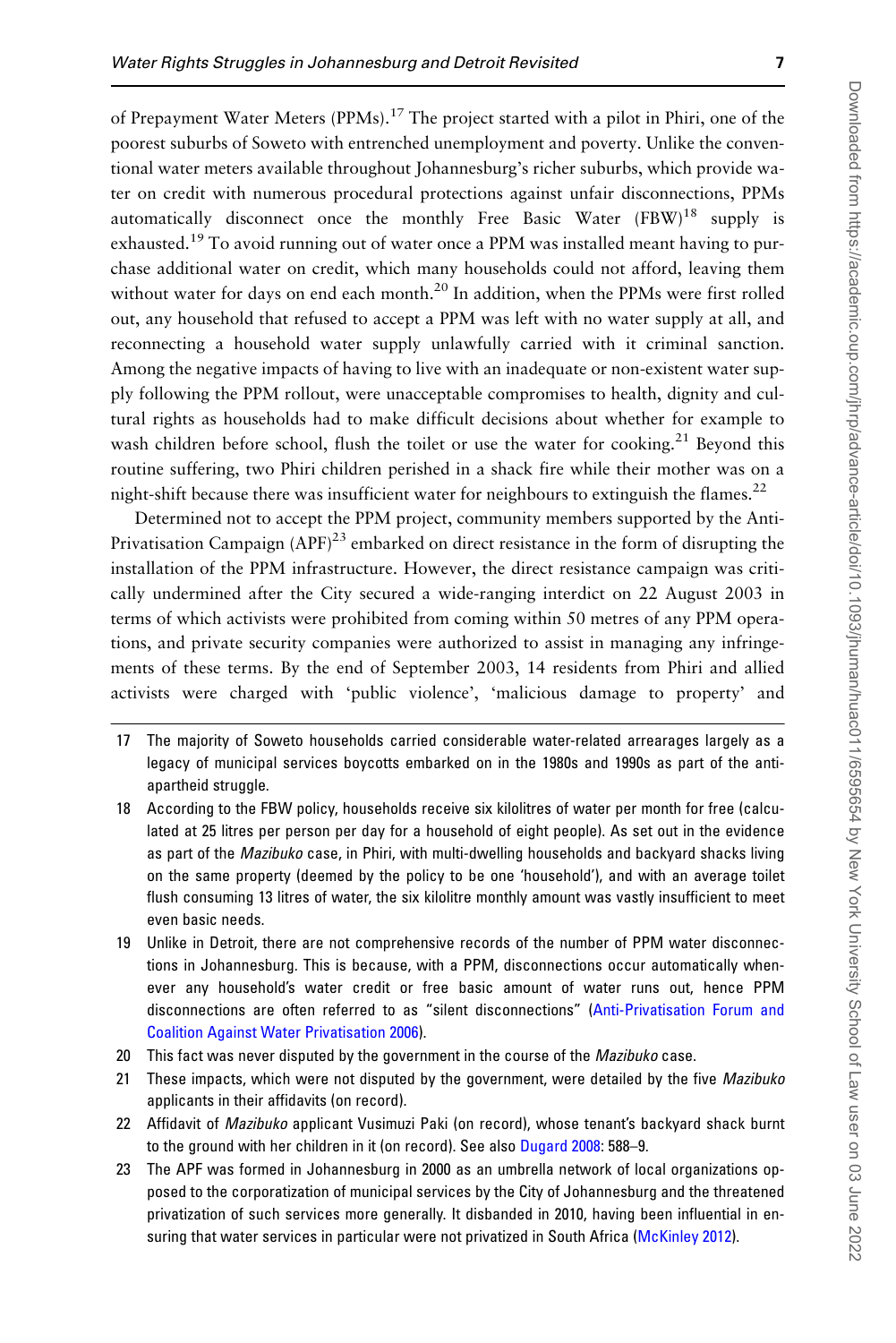of Prepayment Water Meters (PPMs).[17] The project started with a pilot in Phiri, one of the poorest suburbs of Soweto with entrenched unemployment and poverty. Unlike the conventional water meters available throughout Johannesburg's richer suburbs, which provide water on credit with numerous procedural protections against unfair disconnections, PPMs automatically disconnect once the monthly Free Basic Water (FBW)[18] supply is exhausted.[19] To avoid running out of water once a PPM was installed meant having to purchase additional water on credit, which many households could not afford, leaving them without water for days on end each month.[20] In addition, when the PPMs were first rolled out, any household that refused to accept a PPM was left with no water supply at all, and reconnecting a household water supply unlawfully carried with it criminal sanction. Among the negative impacts of having to live with an inadequate or non-existent water supply following the PPM rollout, were unacceptable compromises to health, dignity and cultural rights as households had to make difficult decisions about whether for example to wash children before school, flush the toilet or use the water for cooking.[21] Beyond this routine suffering, two Phiri children perished in a shack fire while their mother was on a night-shift because there was insufficient water for neighbours to extinguish the flames.[22]

Determined not to accept the PPM project, community members supported by the Anti-Privatisation Campaign (APF)[23] embarked on direct resistance in the form of disrupting the installation of the PPM infrastructure. However, the direct resistance campaign was critically undermined after the City secured a wide-ranging interdict on 22 August 2003 in terms of which activists were prohibited from coming within 50 metres of any PPM operations, and private security companies were authorized to assist in managing any infringements of these terms. By the end of September 2003, 14 residents from Phiri and allied activists were charged with 'public violence', 'malicious damage to property' and

---

17 The majority of Soweto households carried considerable water-related arrearages largely as a legacy of municipal services boycotts embarked on in the 1980s and 1990s as part of the anti-apartheid struggle.

18 According to the FBW policy, households receive six kilolitres of water per month for free (calculated at 25 litres per person per day for a household of eight people). As set out in the evidence as part of the *Mazibuko* case, in Phiri, with multi-dwelling households and backyard shacks living on the same property (deemed by the policy to be one 'household'), and with an average toilet flush consuming 13 litres of water, the six kilolitre monthly amount was vastly insufficient to meet even basic needs.

19 Unlike in Detroit, there are not comprehensive records of the number of PPM water disconnections in Johannesburg. This is because, with a PPM, disconnections occur automatically whenever any household's water credit or free basic amount of water runs out, hence PPM disconnections are often referred to as "silent disconnections" (Anti-Privatisation Forum and Coalition Against Water Privatisation 2006).

20 This fact was never disputed by the government in the course of the *Mazibuko* case.

21 These impacts, which were not disputed by the government, were detailed by the five *Mazibuko* applicants in their affidavits (on record).

22 Affidavit of *Mazibuko* applicant Vusimuzi Paki (on record), whose tenant's backyard shack burnt to the ground with her children in it (on record). See also Dugard 2008: 588–9.

23 The APF was formed in Johannesburg in 2000 as an umbrella network of local organizations opposed to the corporatization of municipal services by the City of Johannesburg and the threatened privatization of such services more generally. It disbanded in 2010, having been influential in ensuring that water services in particular were not privatized in South Africa (McKinley 2012).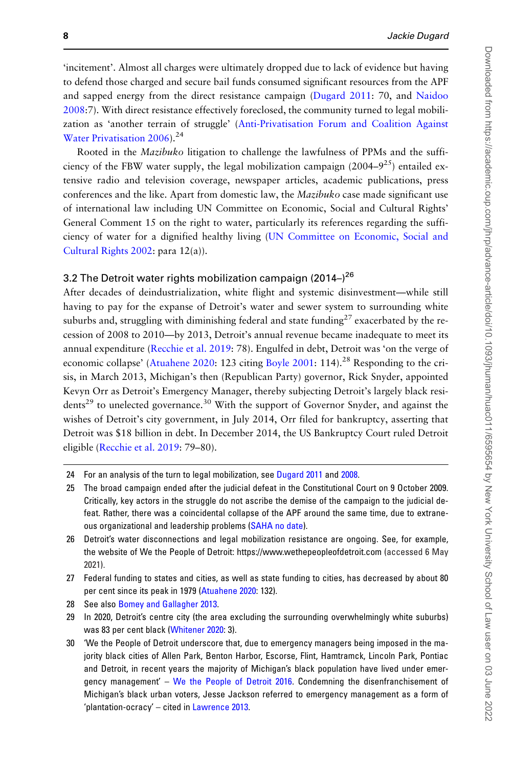'incitement'. Almost all charges were ultimately dropped due to lack of evidence but having to defend those charged and secure bail funds consumed significant resources from the APF and sapped energy from the direct resistance campaign (Dugard 2011: 70, and Naidoo 2008:7). With direct resistance effectively foreclosed, the community turned to legal mobilization as 'another terrain of struggle' (Anti-Privatisation Forum and Coalition Against Water Privatisation 2006).[24]

Rooted in the *Mazibuko* litigation to challenge the lawfulness of PPMs and the sufficiency of the FBW water supply, the legal mobilization campaign (2004–9[25]) entailed extensive radio and television coverage, newspaper articles, academic publications, press conferences and the like. Apart from domestic law, the *Mazibuko* case made significant use of international law including UN Committee on Economic, Social and Cultural Rights' General Comment 15 on the right to water, particularly its references regarding the sufficiency of water for a dignified healthy living (UN Committee on Economic, Social and Cultural Rights 2002: para 12(a)).

### 3.2 The Detroit water rights mobilization campaign (2014–)[26]

After decades of deindustrialization, white flight and systemic disinvestment—while still having to pay for the expanse of Detroit's water and sewer system to surrounding white suburbs and, struggling with diminishing federal and state funding[27] exacerbated by the recession of 2008 to 2010—by 2013, Detroit's annual revenue became inadequate to meet its annual expenditure (Recchie et al. 2019: 78). Engulfed in debt, Detroit was 'on the verge of economic collapse' (Atuahene 2020: 123 citing Boyle 2001: 114).[28] Responding to the crisis, in March 2013, Michigan's then (Republican Party) governor, Rick Snyder, appointed Kevyn Orr as Detroit's Emergency Manager, thereby subjecting Detroit's largely black residents[29] to unelected governance.[30] With the support of Governor Snyder, and against the wishes of Detroit's city government, in July 2014, Orr filed for bankruptcy, asserting that Detroit was $18 billion in debt. In December 2014, the US Bankruptcy Court ruled Detroit eligible (Recchie et al. 2019: 79–80).

---

24 For an analysis of the turn to legal mobilization, see Dugard 2011 and 2008.

25 The broad campaign ended after the judicial defeat in the Constitutional Court on 9 October 2009. Critically, key actors in the struggle do not ascribe the demise of the campaign to the judicial defeat. Rather, there was a coincidental collapse of the APF around the same time, due to extraneous organizational and leadership problems (SAHA no date).

26 Detroit's water disconnections and legal mobilization resistance are ongoing. See, for example, the website of We the People of Detroit: https://www.wethepeopleofdetroit.com (accessed 6 May 2021).

27 Federal funding to states and cities, as well as state funding to cities, has decreased by about 80 per cent since its peak in 1979 (Atuahene 2020: 132).

28 See also Bomey and Gallagher 2013.

29 In 2020, Detroit's centre city (the area excluding the surrounding overwhelmingly white suburbs) was 83 per cent black (Whitener 2020: 3).

30 'We the People of Detroit underscore that, due to emergency managers being imposed in the majority black cities of Allen Park, Benton Harbor, Escorse, Flint, Hamtramck, Lincoln Park, Pontiac and Detroit, in recent years the majority of Michigan's black population have lived under emergency management' – We the People of Detroit 2016. Condemning the disenfranchisement of Michigan's black urban voters, Jesse Jackson referred to emergency management as a form of 'plantation-ocracy' – cited in Lawrence 2013.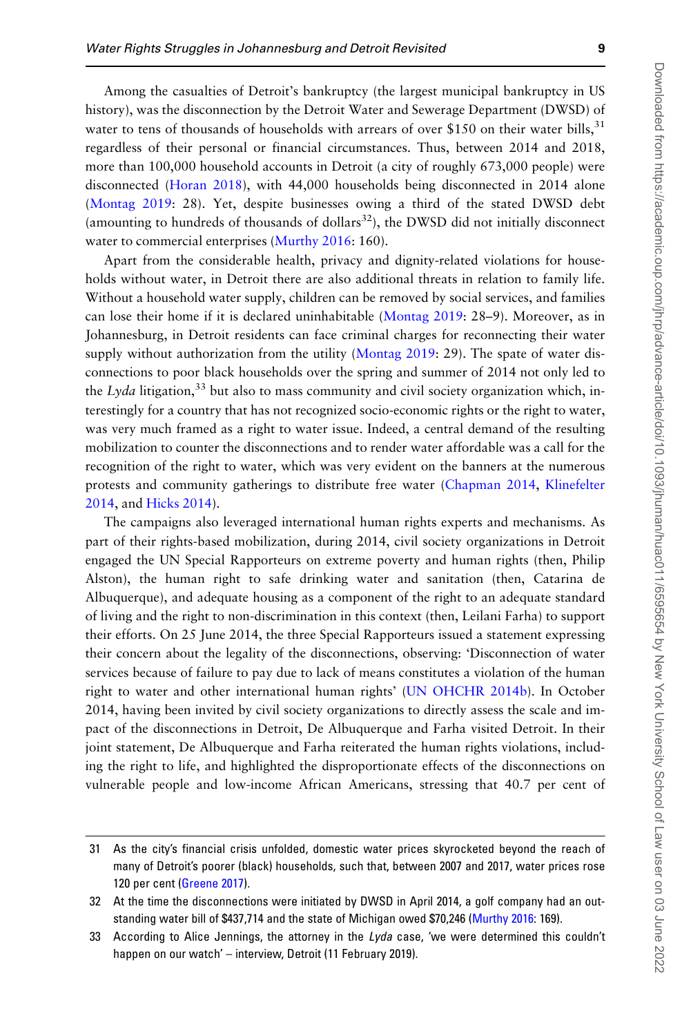Among the casualties of Detroit's bankruptcy (the largest municipal bankruptcy in US history), was the disconnection by the Detroit Water and Sewerage Department (DWSD) of water to tens of thousands of households with arrears of over $150 on their water bills,[31] regardless of their personal or financial circumstances. Thus, between 2014 and 2018, more than 100,000 household accounts in Detroit (a city of roughly 673,000 people) were disconnected (Horan 2018), with 44,000 households being disconnected in 2014 alone (Montag 2019: 28). Yet, despite businesses owing a third of the stated DWSD debt (amounting to hundreds of thousands of dollars[32]), the DWSD did not initially disconnect water to commercial enterprises (Murthy 2016: 160).

Apart from the considerable health, privacy and dignity-related violations for households without water, in Detroit there are also additional threats in relation to family life. Without a household water supply, children can be removed by social services, and families can lose their home if it is declared uninhabitable (Montag 2019: 28–9). Moreover, as in Johannesburg, in Detroit residents can face criminal charges for reconnecting their water supply without authorization from the utility (Montag 2019: 29). The spate of water disconnections to poor black households over the spring and summer of 2014 not only led to the *Lyda* litigation,[33] but also to mass community and civil society organization which, interestingly for a country that has not recognized socio-economic rights or the right to water, was very much framed as a right to water issue. Indeed, a central demand of the resulting mobilization to counter the disconnections and to render water affordable was a call for the recognition of the right to water, which was very evident on the banners at the numerous protests and community gatherings to distribute free water (Chapman 2014, Klinefelter 2014, and Hicks 2014).

The campaigns also leveraged international human rights experts and mechanisms. As part of their rights-based mobilization, during 2014, civil society organizations in Detroit engaged the UN Special Rapporteurs on extreme poverty and human rights (then, Philip Alston), the human right to safe drinking water and sanitation (then, Catarina de Albuquerque), and adequate housing as a component of the right to an adequate standard of living and the right to non-discrimination in this context (then, Leilani Farha) to support their efforts. On 25 June 2014, the three Special Rapporteurs issued a statement expressing their concern about the legality of the disconnections, observing: 'Disconnection of water services because of failure to pay due to lack of means constitutes a violation of the human right to water and other international human rights' (UN OHCHR 2014b). In October 2014, having been invited by civil society organizations to directly assess the scale and impact of the disconnections in Detroit, De Albuquerque and Farha visited Detroit. In their joint statement, De Albuquerque and Farha reiterated the human rights violations, including the right to life, and highlighted the disproportionate effects of the disconnections on vulnerable people and low-income African Americans, stressing that 40.7 per cent of

31 As the city's financial crisis unfolded, domestic water prices skyrocketed beyond the reach of many of Detroit's poorer (black) households, such that, between 2007 and 2017, water prices rose 120 per cent (Greene 2017).

32 At the time the disconnections were initiated by DWSD in April 2014, a golf company had an outstanding water bill of $437,714 and the state of Michigan owed $70,246 (Murthy 2016: 169).

33 According to Alice Jennings, the attorney in the *Lyda* case, 'we were determined this couldn't happen on our watch' – interview, Detroit (11 February 2019).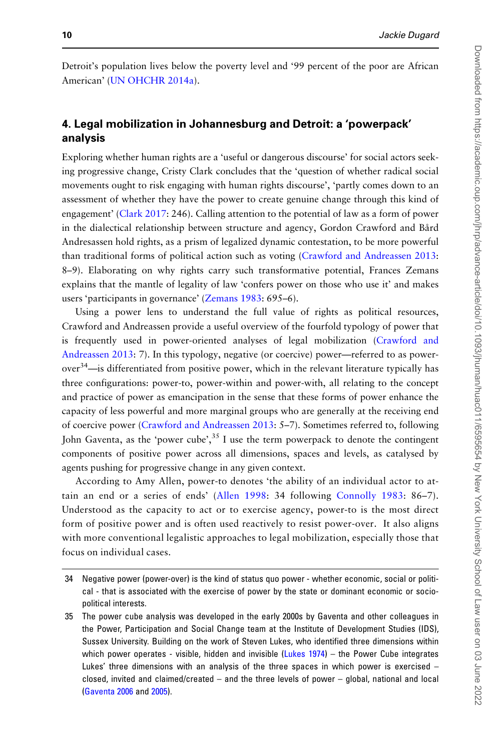Detroit's population lives below the poverty level and '99 percent of the poor are African American' (UN OHCHR 2014a).

## 4. Legal mobilization in Johannesburg and Detroit: a 'powerpack' analysis

Exploring whether human rights are a 'useful or dangerous discourse' for social actors seeking progressive change, Cristy Clark concludes that the 'question of whether radical social movements ought to risk engaging with human rights discourse', 'partly comes down to an assessment of whether they have the power to create genuine change through this kind of engagement' (Clark 2017: 246). Calling attention to the potential of law as a form of power in the dialectical relationship between structure and agency, Gordon Crawford and Bård Andresassen hold rights, as a prism of legalized dynamic contestation, to be more powerful than traditional forms of political action such as voting (Crawford and Andreassen 2013: 8–9). Elaborating on why rights carry such transformative potential, Frances Zemans explains that the mantle of legality of law 'confers power on those who use it' and makes users 'participants in governance' (Zemans 1983: 695–6).

Using a power lens to understand the full value of rights as political resources, Crawford and Andreassen provide a useful overview of the fourfold typology of power that is frequently used in power-oriented analyses of legal mobilization (Crawford and Andreassen 2013: 7). In this typology, negative (or coercive) power—referred to as power-over[34]—is differentiated from positive power, which in the relevant literature typically has three configurations: power-to, power-within and power-with, all relating to the concept and practice of power as emancipation in the sense that these forms of power enhance the capacity of less powerful and more marginal groups who are generally at the receiving end of coercive power (Crawford and Andreassen 2013: 5–7). Sometimes referred to, following John Gaventa, as the 'power cube',[35] I use the term powerpack to denote the contingent components of positive power across all dimensions, spaces and levels, as catalysed by agents pushing for progressive change in any given context.

According to Amy Allen, power-to denotes 'the ability of an individual actor to attain an end or a series of ends' (Allen 1998: 34 following Connolly 1983: 86–7). Understood as the capacity to act or to exercise agency, power-to is the most direct form of positive power and is often used reactively to resist power-over. It also aligns with more conventional legalistic approaches to legal mobilization, especially those that focus on individual cases.

---

34 Negative power (power-over) is the kind of status quo power - whether economic, social or political - that is associated with the exercise of power by the state or dominant economic or socio-political interests.

35 The power cube analysis was developed in the early 2000s by Gaventa and other colleagues in the Power, Participation and Social Change team at the Institute of Development Studies (IDS), Sussex University. Building on the work of Steven Lukes, who identified three dimensions within which power operates - visible, hidden and invisible (Lukes 1974) – the Power Cube integrates Lukes' three dimensions with an analysis of the three spaces in which power is exercised – closed, invited and claimed/created – and the three levels of power – global, national and local (Gaventa 2006 and 2005).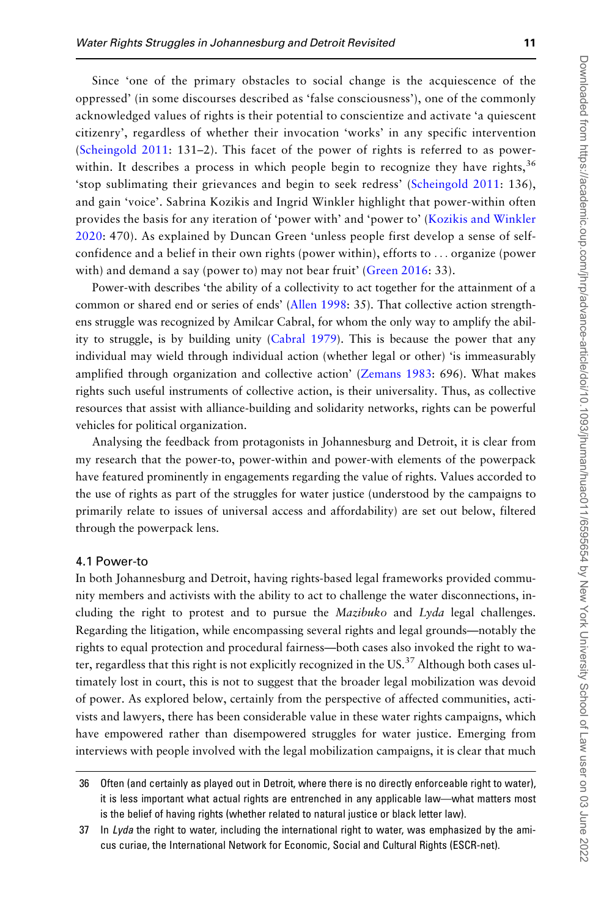Since 'one of the primary obstacles to social change is the acquiescence of the oppressed' (in some discourses described as 'false consciousness'), one of the commonly acknowledged values of rights is their potential to conscientize and activate 'a quiescent citizenry', regardless of whether their invocation 'works' in any specific intervention (Scheingold 2011: 131–2). This facet of the power of rights is referred to as power-within. It describes a process in which people begin to recognize they have rights,[36] 'stop sublimating their grievances and begin to seek redress' (Scheingold 2011: 136), and gain 'voice'. Sabrina Kozikis and Ingrid Winkler highlight that power-within often provides the basis for any iteration of 'power with' and 'power to' (Kozikis and Winkler 2020: 470). As explained by Duncan Green 'unless people first develop a sense of self-confidence and a belief in their own rights (power within), efforts to . . . organize (power with) and demand a say (power to) may not bear fruit' (Green 2016: 33).

Power-with describes 'the ability of a collectivity to act together for the attainment of a common or shared end or series of ends' (Allen 1998: 35). That collective action strengthens struggle was recognized by Amilcar Cabral, for whom the only way to amplify the ability to struggle, is by building unity (Cabral 1979). This is because the power that any individual may wield through individual action (whether legal or other) 'is immeasurably amplified through organization and collective action' (Zemans 1983: 696). What makes rights such useful instruments of collective action, is their universality. Thus, as collective resources that assist with alliance-building and solidarity networks, rights can be powerful vehicles for political organization.

Analysing the feedback from protagonists in Johannesburg and Detroit, it is clear from my research that the power-to, power-within and power-with elements of the powerpack have featured prominently in engagements regarding the value of rights. Values accorded to the use of rights as part of the struggles for water justice (understood by the campaigns to primarily relate to issues of universal access and affordability) are set out below, filtered through the powerpack lens.

### 4.1 Power-to

In both Johannesburg and Detroit, having rights-based legal frameworks provided community members and activists with the ability to act to challenge the water disconnections, including the right to protest and to pursue the *Mazibuko* and *Lyda* legal challenges. Regarding the litigation, while encompassing several rights and legal grounds—notably the rights to equal protection and procedural fairness—both cases also invoked the right to water, regardless that this right is not explicitly recognized in the US.[37] Although both cases ultimately lost in court, this is not to suggest that the broader legal mobilization was devoid of power. As explored below, certainly from the perspective of affected communities, activists and lawyers, there has been considerable value in these water rights campaigns, which have empowered rather than disempowered struggles for water justice. Emerging from interviews with people involved with the legal mobilization campaigns, it is clear that much

---

36 Often (and certainly as played out in Detroit, where there is no directly enforceable right to water), it is less important what actual rights are entrenched in any applicable law—what matters most is the belief of having rights (whether related to natural justice or black letter law).

37 In *Lyda* the right to water, including the international right to water, was emphasized by the amicus curiae, the International Network for Economic, Social and Cultural Rights (ESCR-net).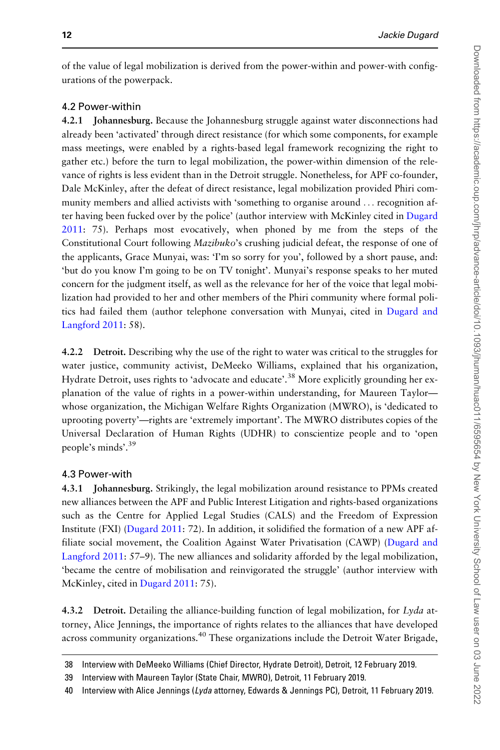of the value of legal mobilization is derived from the power-within and power-with configurations of the powerpack.

### 4.2 Power-within

**4.2.1 Johannesburg.** Because the Johannesburg struggle against water disconnections had already been 'activated' through direct resistance (for which some components, for example mass meetings, were enabled by a rights-based legal framework recognizing the right to gather etc.) before the turn to legal mobilization, the power-within dimension of the relevance of rights is less evident than in the Detroit struggle. Nonetheless, for APF co-founder, Dale McKinley, after the defeat of direct resistance, legal mobilization provided Phiri community members and allied activists with 'something to organise around . . . recognition after having been fucked over by the police' (author interview with McKinley cited in Dugard 2011: 75). Perhaps most evocatively, when phoned by me from the steps of the Constitutional Court following *Mazibuko*'s crushing judicial defeat, the response of one of the applicants, Grace Munyai, was: 'I'm so sorry for you', followed by a short pause, and: 'but do you know I'm going to be on TV tonight'. Munyai's response speaks to her muted concern for the judgment itself, as well as the relevance for her of the voice that legal mobilization had provided to her and other members of the Phiri community where formal politics had failed them (author telephone conversation with Munyai, cited in Dugard and Langford 2011: 58).

**4.2.2 Detroit.** Describing why the use of the right to water was critical to the struggles for water justice, community activist, DeMeeko Williams, explained that his organization, Hydrate Detroit, uses rights to 'advocate and educate'.[38] More explicitly grounding her explanation of the value of rights in a power-within understanding, for Maureen Taylor—whose organization, the Michigan Welfare Rights Organization (MWRO), is 'dedicated to uprooting poverty'—rights are 'extremely important'. The MWRO distributes copies of the Universal Declaration of Human Rights (UDHR) to conscientize people and to 'open people's minds'.[39]

### 4.3 Power-with

**4.3.1 Johannesburg.** Strikingly, the legal mobilization around resistance to PPMs created new alliances between the APF and Public Interest Litigation and rights-based organizations such as the Centre for Applied Legal Studies (CALS) and the Freedom of Expression Institute (FXI) (Dugard 2011: 72). In addition, it solidified the formation of a new APF affiliate social movement, the Coalition Against Water Privatisation (CAWP) (Dugard and Langford 2011: 57–9). The new alliances and solidarity afforded by the legal mobilization, 'became the centre of mobilisation and reinvigorated the struggle' (author interview with McKinley, cited in Dugard 2011: 75).

**4.3.2 Detroit.** Detailing the alliance-building function of legal mobilization, for *Lyda* attorney, Alice Jennings, the importance of rights relates to the alliances that have developed across community organizations.[40] These organizations include the Detroit Water Brigade,

---

38 Interview with DeMeeko Williams (Chief Director, Hydrate Detroit), Detroit, 12 February 2019.

39 Interview with Maureen Taylor (State Chair, MWRO), Detroit, 11 February 2019.

40 Interview with Alice Jennings (*Lyda* attorney, Edwards & Jennings PC), Detroit, 11 February 2019.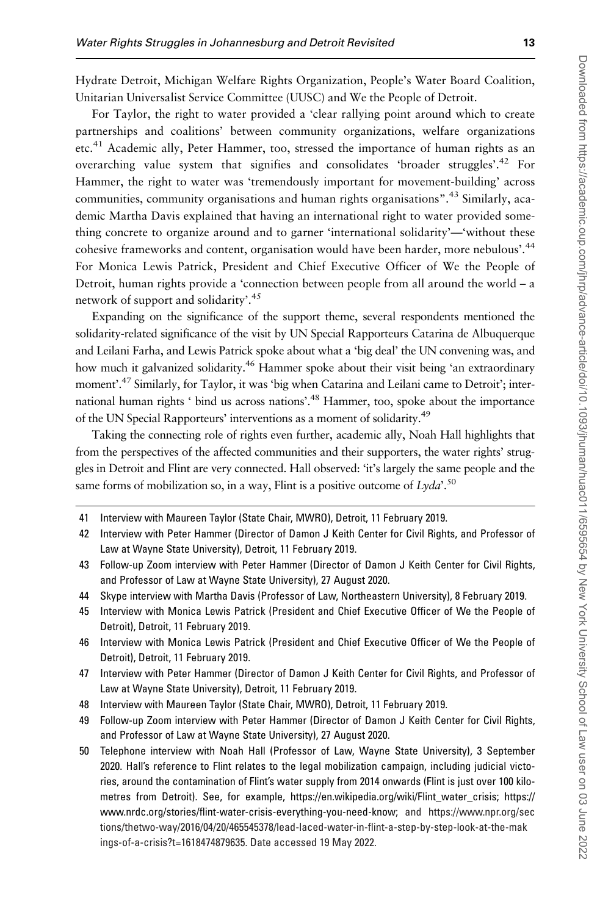Hydrate Detroit, Michigan Welfare Rights Organization, People's Water Board Coalition, Unitarian Universalist Service Committee (UUSC) and We the People of Detroit.

For Taylor, the right to water provided a 'clear rallying point around which to create partnerships and coalitions' between community organizations, welfare organizations etc.[41] Academic ally, Peter Hammer, too, stressed the importance of human rights as an overarching value system that signifies and consolidates 'broader struggles'.[42] For Hammer, the right to water was 'tremendously important for movement-building' across communities, community organisations and human rights organisations".[43] Similarly, academic Martha Davis explained that having an international right to water provided something concrete to organize around and to garner 'international solidarity'—'without these cohesive frameworks and content, organisation would have been harder, more nebulous'.[44] For Monica Lewis Patrick, President and Chief Executive Officer of We the People of Detroit, human rights provide a 'connection between people from all around the world – a network of support and solidarity'.[45]

Expanding on the significance of the support theme, several respondents mentioned the solidarity-related significance of the visit by UN Special Rapporteurs Catarina de Albuquerque and Leilani Farha, and Lewis Patrick spoke about what a 'big deal' the UN convening was, and how much it galvanized solidarity.[46] Hammer spoke about their visit being 'an extraordinary moment'.[47] Similarly, for Taylor, it was 'big when Catarina and Leilani came to Detroit'; international human rights ' bind us across nations'.[48] Hammer, too, spoke about the importance of the UN Special Rapporteurs' interventions as a moment of solidarity.[49]

Taking the connecting role of rights even further, academic ally, Noah Hall highlights that from the perspectives of the affected communities and their supporters, the water rights' struggles in Detroit and Flint are very connected. Hall observed: 'it's largely the same people and the same forms of mobilization so, in a way, Flint is a positive outcome of *Lyda*'.[50]

41 Interview with Maureen Taylor (State Chair, MWRO), Detroit, 11 February 2019.

42 Interview with Peter Hammer (Director of Damon J Keith Center for Civil Rights, and Professor of Law at Wayne State University), Detroit, 11 February 2019.

43 Follow-up Zoom interview with Peter Hammer (Director of Damon J Keith Center for Civil Rights, and Professor of Law at Wayne State University), 27 August 2020.

44 Skype interview with Martha Davis (Professor of Law, Northeastern University), 8 February 2019.

45 Interview with Monica Lewis Patrick (President and Chief Executive Officer of We the People of Detroit), Detroit, 11 February 2019.

46 Interview with Monica Lewis Patrick (President and Chief Executive Officer of We the People of Detroit), Detroit, 11 February 2019.

47 Interview with Peter Hammer (Director of Damon J Keith Center for Civil Rights, and Professor of Law at Wayne State University), Detroit, 11 February 2019.

48 Interview with Maureen Taylor (State Chair, MWRO), Detroit, 11 February 2019.

49 Follow-up Zoom interview with Peter Hammer (Director of Damon J Keith Center for Civil Rights, and Professor of Law at Wayne State University), 27 August 2020.

50 Telephone interview with Noah Hall (Professor of Law, Wayne State University), 3 September 2020. Hall's reference to Flint relates to the legal mobilization campaign, including judicial victories, around the contamination of Flint's water supply from 2014 onwards (Flint is just over 100 kilometres from Detroit). See, for example, https://en.wikipedia.org/wiki/Flint_water_crisis; https://www.nrdc.org/stories/flint-water-crisis-everything-you-need-know; and https://www.npr.org/sections/thetwo-way/2016/04/20/465545378/lead-laced-water-in-flint-a-step-by-step-look-at-the-makings-of-a-crisis?t=1618474879635. Date accessed 19 May 2022.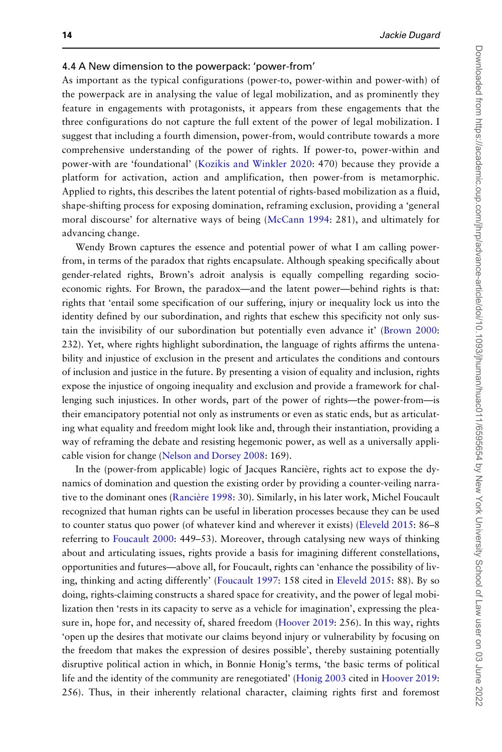### 4.4 A New dimension to the powerpack: 'power-from'

As important as the typical configurations (power-to, power-within and power-with) of the powerpack are in analysing the value of legal mobilization, and as prominently they feature in engagements with protagonists, it appears from these engagements that the three configurations do not capture the full extent of the power of legal mobilization. I suggest that including a fourth dimension, power-from, would contribute towards a more comprehensive understanding of the power of rights. If power-to, power-within and power-with are 'foundational' (Kozikis and Winkler 2020: 470) because they provide a platform for activation, action and amplification, then power-from is metamorphic. Applied to rights, this describes the latent potential of rights-based mobilization as a fluid, shape-shifting process for exposing domination, reframing exclusion, providing a 'general moral discourse' for alternative ways of being (McCann 1994: 281), and ultimately for advancing change.

Wendy Brown captures the essence and potential power of what I am calling power-from, in terms of the paradox that rights encapsulate. Although speaking specifically about gender-related rights, Brown's adroit analysis is equally compelling regarding socio-economic rights. For Brown, the paradox—and the latent power—behind rights is that: rights that 'entail some specification of our suffering, injury or inequality lock us into the identity defined by our subordination, and rights that eschew this specificity not only sustain the invisibility of our subordination but potentially even advance it' (Brown 2000: 232). Yet, where rights highlight subordination, the language of rights affirms the untenability and injustice of exclusion in the present and articulates the conditions and contours of inclusion and justice in the future. By presenting a vision of equality and inclusion, rights expose the injustice of ongoing inequality and exclusion and provide a framework for challenging such injustices. In other words, part of the power of rights—the power-from—is their emancipatory potential not only as instruments or even as static ends, but as articulating what equality and freedom might look like and, through their instantiation, providing a way of reframing the debate and resisting hegemonic power, as well as a universally applicable vision for change (Nelson and Dorsey 2008: 169).

In the (power-from applicable) logic of Jacques Rancière, rights act to expose the dynamics of domination and question the existing order by providing a counter-veiling narrative to the dominant ones (Rancière 1998: 30). Similarly, in his later work, Michel Foucault recognized that human rights can be useful in liberation processes because they can be used to counter status quo power (of whatever kind and wherever it exists) (Eleveld 2015: 86–8 referring to Foucault 2000: 449–53). Moreover, through catalysing new ways of thinking about and articulating issues, rights provide a basis for imagining different constellations, opportunities and futures—above all, for Foucault, rights can 'enhance the possibility of living, thinking and acting differently' (Foucault 1997: 158 cited in Eleveld 2015: 88). By so doing, rights-claiming constructs a shared space for creativity, and the power of legal mobilization then 'rests in its capacity to serve as a vehicle for imagination', expressing the pleasure in, hope for, and necessity of, shared freedom (Hoover 2019: 256). In this way, rights 'open up the desires that motivate our claims beyond injury or vulnerability by focusing on the freedom that makes the expression of desires possible', thereby sustaining potentially disruptive political action in which, in Bonnie Honig's terms, 'the basic terms of political life and the identity of the community are renegotiated' (Honig 2003 cited in Hoover 2019: 256). Thus, in their inherently relational character, claiming rights first and foremost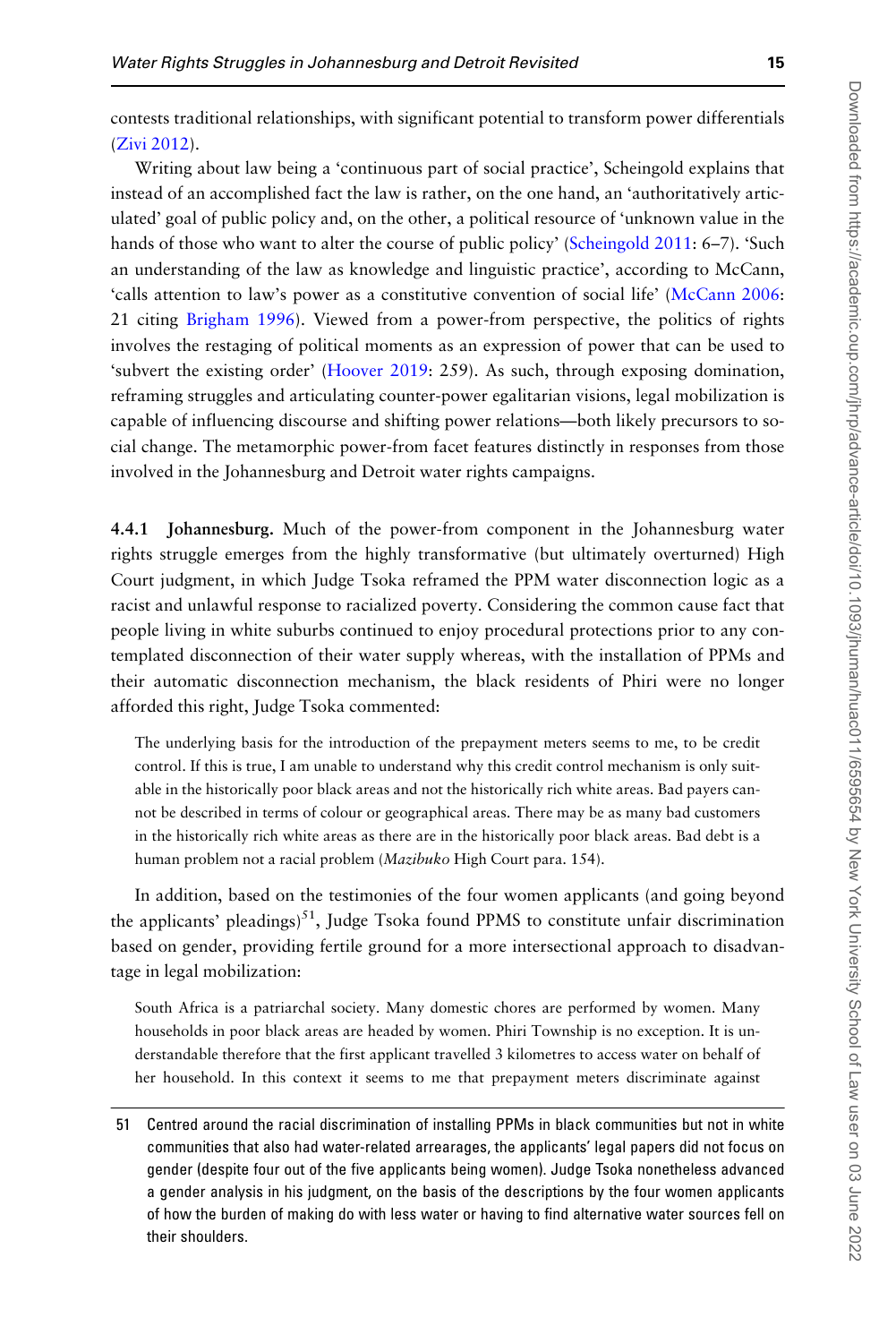contests traditional relationships, with significant potential to transform power differentials (Zivi 2012).

Writing about law being a 'continuous part of social practice', Scheingold explains that instead of an accomplished fact the law is rather, on the one hand, an 'authoritatively articulated' goal of public policy and, on the other, a political resource of 'unknown value in the hands of those who want to alter the course of public policy' (Scheingold 2011: 6–7). 'Such an understanding of the law as knowledge and linguistic practice', according to McCann, 'calls attention to law's power as a constitutive convention of social life' (McCann 2006: 21 citing Brigham 1996). Viewed from a power-from perspective, the politics of rights involves the restaging of political moments as an expression of power that can be used to 'subvert the existing order' (Hoover 2019: 259). As such, through exposing domination, reframing struggles and articulating counter-power egalitarian visions, legal mobilization is capable of influencing discourse and shifting power relations—both likely precursors to social change. The metamorphic power-from facet features distinctly in responses from those involved in the Johannesburg and Detroit water rights campaigns.

**4.4.1 Johannesburg.** Much of the power-from component in the Johannesburg water rights struggle emerges from the highly transformative (but ultimately overturned) High Court judgment, in which Judge Tsoka reframed the PPM water disconnection logic as a racist and unlawful response to racialized poverty. Considering the common cause fact that people living in white suburbs continued to enjoy procedural protections prior to any contemplated disconnection of their water supply whereas, with the installation of PPMs and their automatic disconnection mechanism, the black residents of Phiri were no longer afforded this right, Judge Tsoka commented:

> The underlying basis for the introduction of the prepayment meters seems to me, to be credit control. If this is true, I am unable to understand why this credit control mechanism is only suitable in the historically poor black areas and not the historically rich white areas. Bad payers cannot be described in terms of colour or geographical areas. There may be as many bad customers in the historically rich white areas as there are in the historically poor black areas. Bad debt is a human problem not a racial problem (*Mazibuko* High Court para. 154).

In addition, based on the testimonies of the four women applicants (and going beyond the applicants' pleadings)[51], Judge Tsoka found PPMS to constitute unfair discrimination based on gender, providing fertile ground for a more intersectional approach to disadvantage in legal mobilization:

> South Africa is a patriarchal society. Many domestic chores are performed by women. Many households in poor black areas are headed by women. Phiri Township is no exception. It is understandable therefore that the first applicant travelled 3 kilometres to access water on behalf of her household. In this context it seems to me that prepayment meters discriminate against

---

51 Centred around the racial discrimination of installing PPMs in black communities but not in white communities that also had water-related arrearages, the applicants' legal papers did not focus on gender (despite four out of the five applicants being women). Judge Tsoka nonetheless advanced a gender analysis in his judgment, on the basis of the descriptions by the four women applicants of how the burden of making do with less water or having to find alternative water sources fell on their shoulders.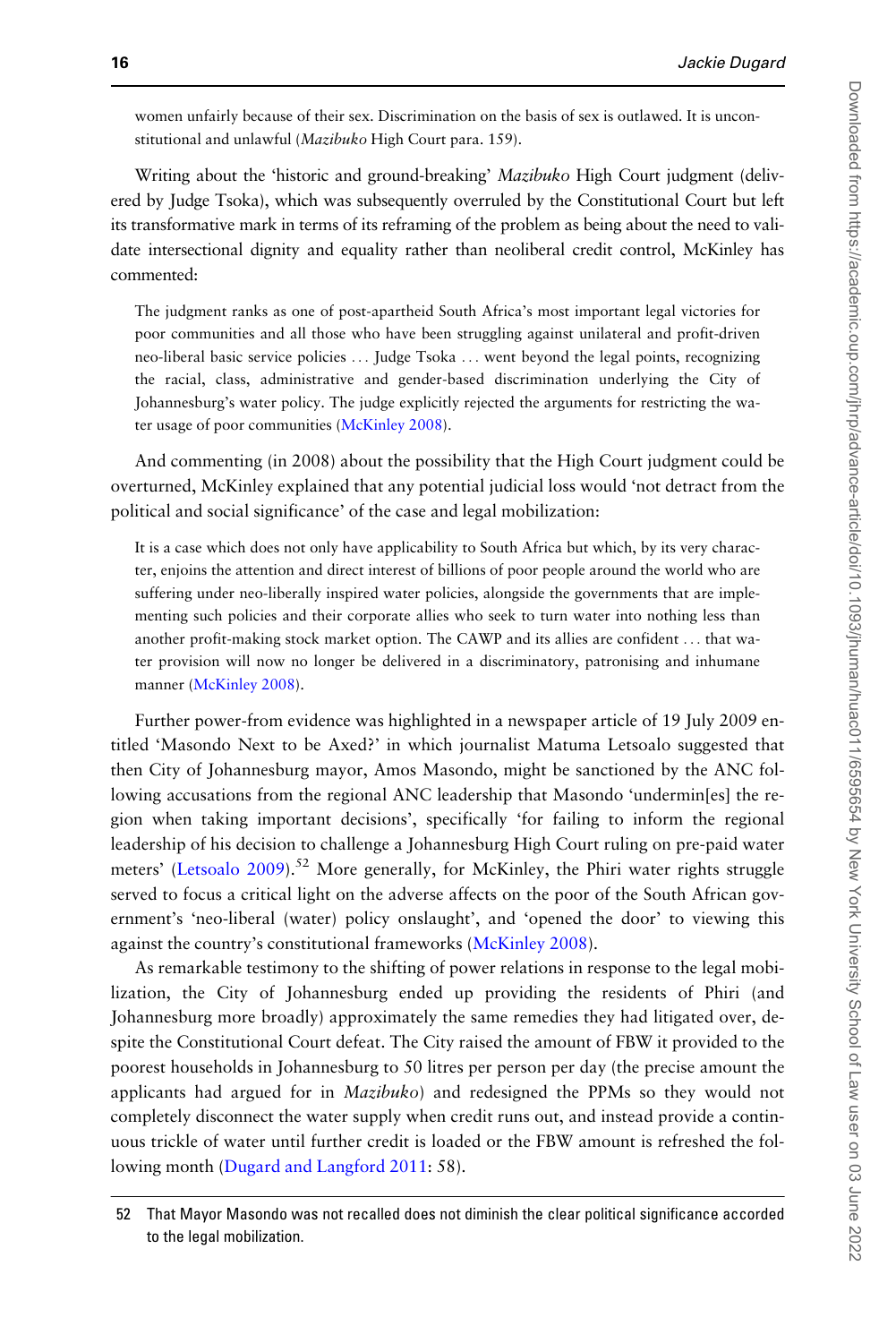women unfairly because of their sex. Discrimination on the basis of sex is outlawed. It is unconstitutional and unlawful (*Mazibuko* High Court para. 159).

Writing about the 'historic and ground-breaking' *Mazibuko* High Court judgment (delivered by Judge Tsoka), which was subsequently overruled by the Constitutional Court but left its transformative mark in terms of its reframing of the problem as being about the need to validate intersectional dignity and equality rather than neoliberal credit control, McKinley has commented:

> The judgment ranks as one of post-apartheid South Africa's most important legal victories for poor communities and all those who have been struggling against unilateral and profit-driven neo-liberal basic service policies ... Judge Tsoka ... went beyond the legal points, recognizing the racial, class, administrative and gender-based discrimination underlying the City of Johannesburg's water policy. The judge explicitly rejected the arguments for restricting the water usage of poor communities (McKinley 2008).

And commenting (in 2008) about the possibility that the High Court judgment could be overturned, McKinley explained that any potential judicial loss would 'not detract from the political and social significance' of the case and legal mobilization:

> It is a case which does not only have applicability to South Africa but which, by its very character, enjoins the attention and direct interest of billions of poor people around the world who are suffering under neo-liberally inspired water policies, alongside the governments that are implementing such policies and their corporate allies who seek to turn water into nothing less than another profit-making stock market option. The CAWP and its allies are confident ... that water provision will now no longer be delivered in a discriminatory, patronising and inhumane manner (McKinley 2008).

Further power-from evidence was highlighted in a newspaper article of 19 July 2009 entitled 'Masondo Next to be Axed?' in which journalist Matuma Letsoalo suggested that then City of Johannesburg mayor, Amos Masondo, might be sanctioned by the ANC following accusations from the regional ANC leadership that Masondo 'undermin[es] the region when taking important decisions', specifically 'for failing to inform the regional leadership of his decision to challenge a Johannesburg High Court ruling on pre-paid water meters' (Letsoalo 2009).[52] More generally, for McKinley, the Phiri water rights struggle served to focus a critical light on the adverse affects on the poor of the South African government's 'neo-liberal (water) policy onslaught', and 'opened the door' to viewing this against the country's constitutional frameworks (McKinley 2008).

As remarkable testimony to the shifting of power relations in response to the legal mobilization, the City of Johannesburg ended up providing the residents of Phiri (and Johannesburg more broadly) approximately the same remedies they had litigated over, despite the Constitutional Court defeat. The City raised the amount of FBW it provided to the poorest households in Johannesburg to 50 litres per person per day (the precise amount the applicants had argued for in *Mazibuko*) and redesigned the PPMs so they would not completely disconnect the water supply when credit runs out, and instead provide a continuous trickle of water until further credit is loaded or the FBW amount is refreshed the following month (Dugard and Langford 2011: 58).

52 That Mayor Masondo was not recalled does not diminish the clear political significance accorded to the legal mobilization.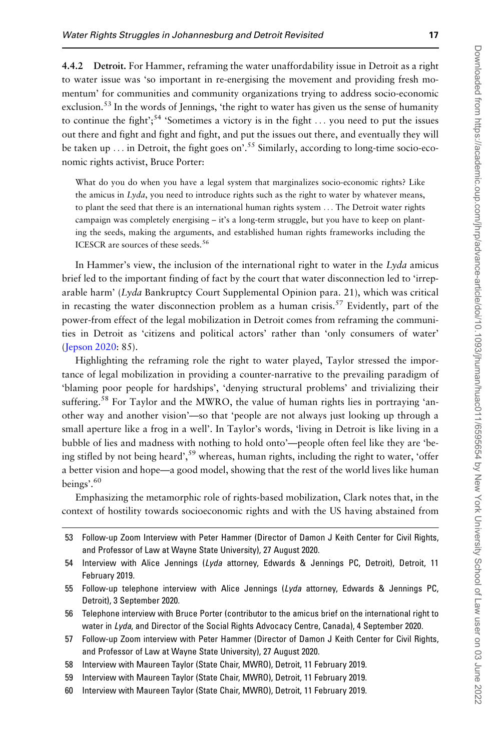### 4.4.2 Detroit.

For Hammer, reframing the water unaffordability issue in Detroit as a right to water issue was 'so important in re-energising the movement and providing fresh momentum' for communities and community organizations trying to address socio-economic exclusion.[53] In the words of Jennings, 'the right to water has given us the sense of humanity to continue the fight';[54] 'Sometimes a victory is in the fight ... you need to put the issues out there and fight and fight and fight, and put the issues out there, and eventually they will be taken up ... in Detroit, the fight goes on'.[55] Similarly, according to long-time socio-economic rights activist, Bruce Porter:

> What do you do when you have a legal system that marginalizes socio-economic rights? Like the amicus in *Lyda*, you need to introduce rights such as the right to water by whatever means, to plant the seed that there is an international human rights system ... The Detroit water rights campaign was completely energising – it's a long-term struggle, but you have to keep on planting the seeds, making the arguments, and established human rights frameworks including the ICESCR are sources of these seeds.[56]

In Hammer's view, the inclusion of the international right to water in the *Lyda* amicus brief led to the important finding of fact by the court that water disconnection led to 'irreparable harm' (*Lyda* Bankruptcy Court Supplemental Opinion para. 21), which was critical in recasting the water disconnection problem as a human crisis.[57] Evidently, part of the power-from effect of the legal mobilization in Detroit comes from reframing the communities in Detroit as 'citizens and political actors' rather than 'only consumers of water' (Jepson 2020: 85).

Highlighting the reframing role the right to water played, Taylor stressed the importance of legal mobilization in providing a counter-narrative to the prevailing paradigm of 'blaming poor people for hardships', 'denying structural problems' and trivializing their suffering.[58] For Taylor and the MWRO, the value of human rights lies in portraying 'another way and another vision'—so that 'people are not always just looking up through a small aperture like a frog in a well'. In Taylor's words, 'living in Detroit is like living in a bubble of lies and madness with nothing to hold onto'—people often feel like they are 'being stifled by not being heard',[59] whereas, human rights, including the right to water, 'offer a better vision and hope—a good model, showing that the rest of the world lives like human beings'.[60]

Emphasizing the metamorphic role of rights-based mobilization, Clark notes that, in the context of hostility towards socioeconomic rights and with the US having abstained from

---

53 Follow-up Zoom Interview with Peter Hammer (Director of Damon J Keith Center for Civil Rights, and Professor of Law at Wayne State University), 27 August 2020.

54 Interview with Alice Jennings (*Lyda* attorney, Edwards & Jennings PC, Detroit), Detroit, 11 February 2019.

55 Follow-up telephone interview with Alice Jennings (*Lyda* attorney, Edwards & Jennings PC, Detroit), 3 September 2020.

56 Telephone interview with Bruce Porter (contributor to the amicus brief on the international right to water in *Lyda*, and Director of the Social Rights Advocacy Centre, Canada), 4 September 2020.

57 Follow-up Zoom interview with Peter Hammer (Director of Damon J Keith Center for Civil Rights, and Professor of Law at Wayne State University), 27 August 2020.

58 Interview with Maureen Taylor (State Chair, MWRO), Detroit, 11 February 2019.

59 Interview with Maureen Taylor (State Chair, MWRO), Detroit, 11 February 2019.

60 Interview with Maureen Taylor (State Chair, MWRO), Detroit, 11 February 2019.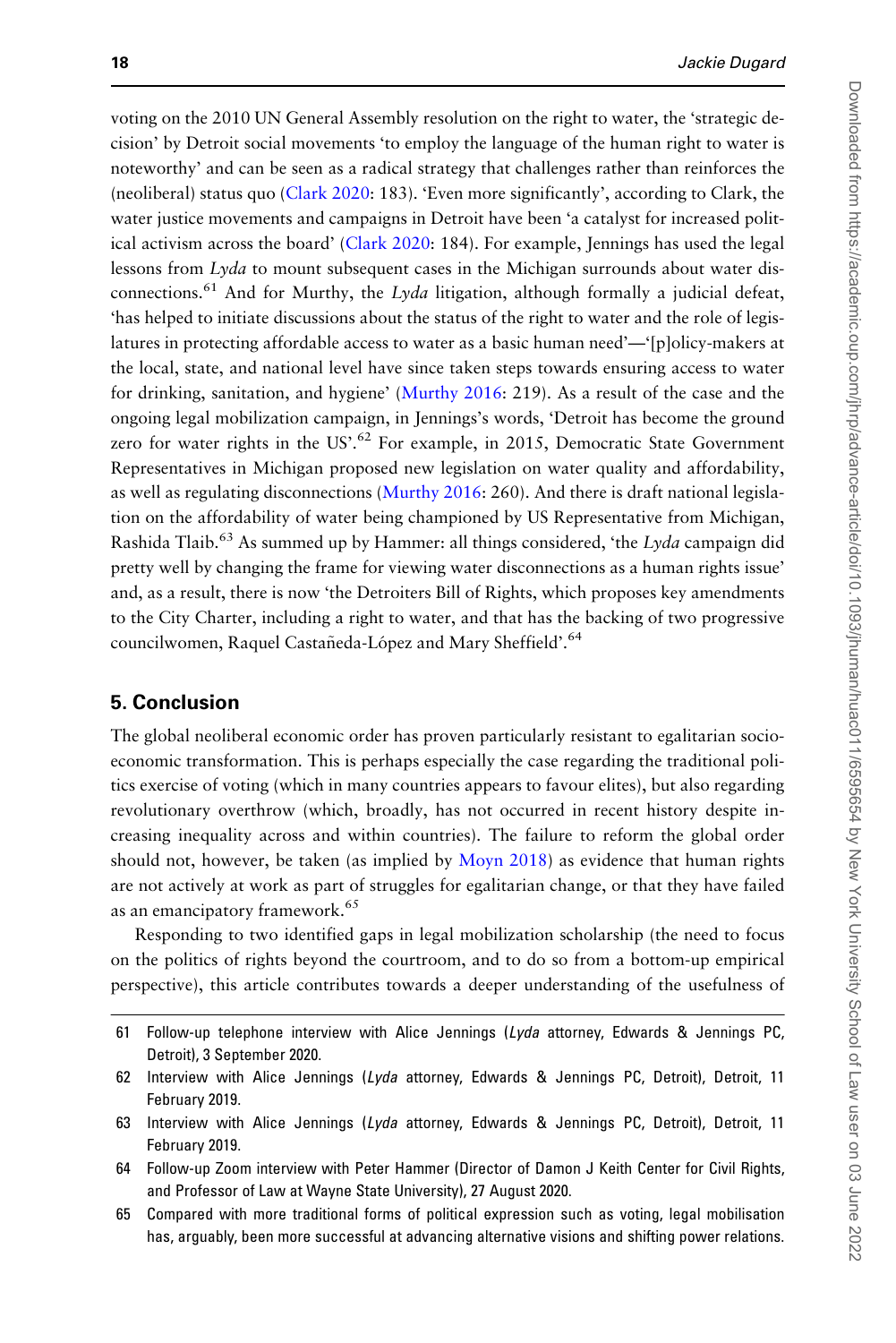voting on the 2010 UN General Assembly resolution on the right to water, the 'strategic decision' by Detroit social movements 'to employ the language of the human right to water is noteworthy' and can be seen as a radical strategy that challenges rather than reinforces the (neoliberal) status quo (Clark 2020: 183). 'Even more significantly', according to Clark, the water justice movements and campaigns in Detroit have been 'a catalyst for increased political activism across the board' (Clark 2020: 184). For example, Jennings has used the legal lessons from *Lyda* to mount subsequent cases in the Michigan surrounds about water disconnections.[61] And for Murthy, the *Lyda* litigation, although formally a judicial defeat, 'has helped to initiate discussions about the status of the right to water and the role of legislatures in protecting affordable access to water as a basic human need'—'[p]olicy-makers at the local, state, and national level have since taken steps towards ensuring access to water for drinking, sanitation, and hygiene' (Murthy 2016: 219). As a result of the case and the ongoing legal mobilization campaign, in Jennings's words, 'Detroit has become the ground zero for water rights in the US'.[62] For example, in 2015, Democratic State Government Representatives in Michigan proposed new legislation on water quality and affordability, as well as regulating disconnections (Murthy 2016: 260). And there is draft national legislation on the affordability of water being championed by US Representative from Michigan, Rashida Tlaib.[63] As summed up by Hammer: all things considered, 'the *Lyda* campaign did pretty well by changing the frame for viewing water disconnections as a human rights issue' and, as a result, there is now 'the Detroiters Bill of Rights, which proposes key amendments to the City Charter, including a right to water, and that has the backing of two progressive councilwomen, Raquel Castañeda-López and Mary Sheffield'.[64]

## 5. Conclusion

The global neoliberal economic order has proven particularly resistant to egalitarian socio-economic transformation. This is perhaps especially the case regarding the traditional politics exercise of voting (which in many countries appears to favour elites), but also regarding revolutionary overthrow (which, broadly, has not occurred in recent history despite increasing inequality across and within countries). The failure to reform the global order should not, however, be taken (as implied by Moyn 2018) as evidence that human rights are not actively at work as part of struggles for egalitarian change, or that they have failed as an emancipatory framework.[65]

Responding to two identified gaps in legal mobilization scholarship (the need to focus on the politics of rights beyond the courtroom, and to do so from a bottom-up empirical perspective), this article contributes towards a deeper understanding of the usefulness of

61 Follow-up telephone interview with Alice Jennings (*Lyda* attorney, Edwards & Jennings PC, Detroit), 3 September 2020.

62 Interview with Alice Jennings (*Lyda* attorney, Edwards & Jennings PC, Detroit), Detroit, 11 February 2019.

63 Interview with Alice Jennings (*Lyda* attorney, Edwards & Jennings PC, Detroit), Detroit, 11 February 2019.

64 Follow-up Zoom interview with Peter Hammer (Director of Damon J Keith Center for Civil Rights, and Professor of Law at Wayne State University), 27 August 2020.

65 Compared with more traditional forms of political expression such as voting, legal mobilisation has, arguably, been more successful at advancing alternative visions and shifting power relations.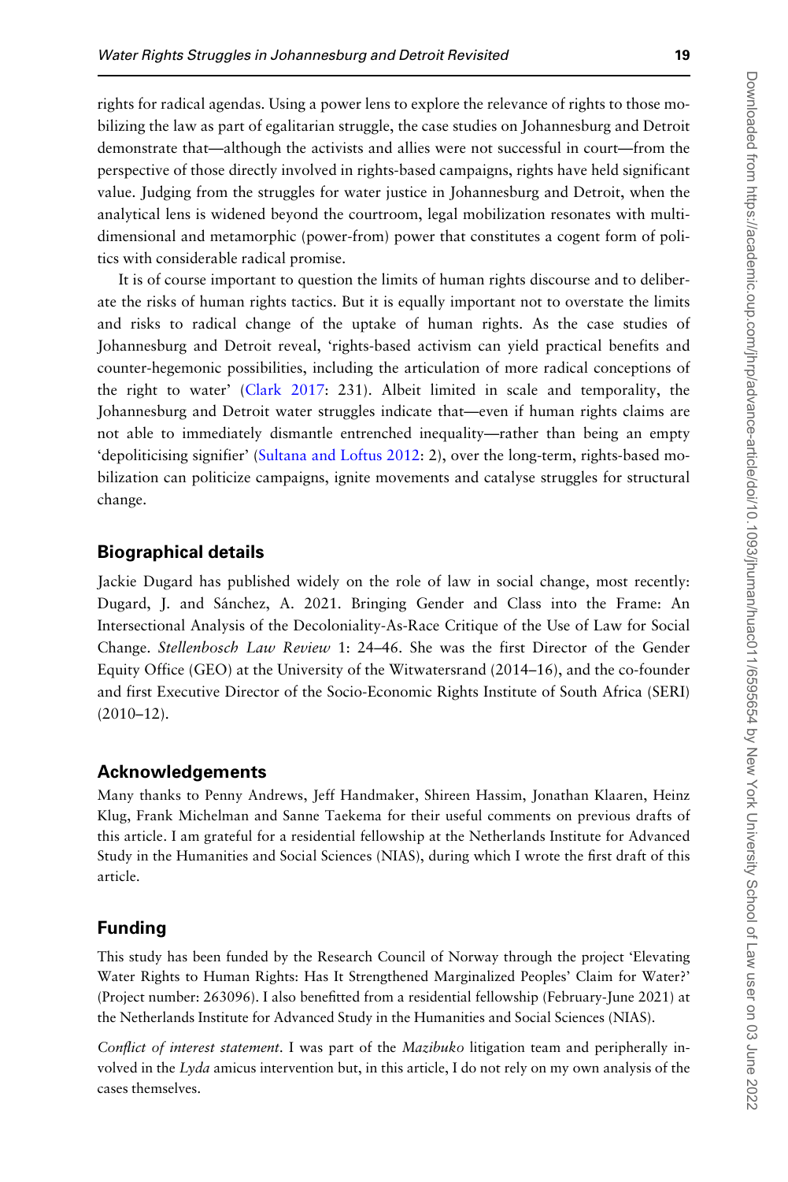rights for radical agendas. Using a power lens to explore the relevance of rights to those mobilizing the law as part of egalitarian struggle, the case studies on Johannesburg and Detroit demonstrate that—although the activists and allies were not successful in court—from the perspective of those directly involved in rights-based campaigns, rights have held significant value. Judging from the struggles for water justice in Johannesburg and Detroit, when the analytical lens is widened beyond the courtroom, legal mobilization resonates with multidimensional and metamorphic (power-from) power that constitutes a cogent form of politics with considerable radical promise.

It is of course important to question the limits of human rights discourse and to deliberate the risks of human rights tactics. But it is equally important not to overstate the limits and risks to radical change of the uptake of human rights. As the case studies of Johannesburg and Detroit reveal, 'rights-based activism can yield practical benefits and counter-hegemonic possibilities, including the articulation of more radical conceptions of the right to water' (Clark 2017: 231). Albeit limited in scale and temporality, the Johannesburg and Detroit water struggles indicate that—even if human rights claims are not able to immediately dismantle entrenched inequality—rather than being an empty 'depoliticising signifier' (Sultana and Loftus 2012: 2), over the long-term, rights-based mobilization can politicize campaigns, ignite movements and catalyse struggles for structural change.

## Biographical details

Jackie Dugard has published widely on the role of law in social change, most recently: Dugard, J. and Sánchez, A. 2021. Bringing Gender and Class into the Frame: An Intersectional Analysis of the Decoloniality-As-Race Critique of the Use of Law for Social Change. *Stellenbosch Law Review* 1: 24–46. She was the first Director of the Gender Equity Office (GEO) at the University of the Witwatersrand (2014–16), and the co-founder and first Executive Director of the Socio-Economic Rights Institute of South Africa (SERI) (2010–12).

## Acknowledgements

Many thanks to Penny Andrews, Jeff Handmaker, Shireen Hassim, Jonathan Klaaren, Heinz Klug, Frank Michelman and Sanne Taekema for their useful comments on previous drafts of this article. I am grateful for a residential fellowship at the Netherlands Institute for Advanced Study in the Humanities and Social Sciences (NIAS), during which I wrote the first draft of this article.

## Funding

This study has been funded by the Research Council of Norway through the project 'Elevating Water Rights to Human Rights: Has It Strengthened Marginalized Peoples' Claim for Water?' (Project number: 263096). I also benefitted from a residential fellowship (February-June 2021) at the Netherlands Institute for Advanced Study in the Humanities and Social Sciences (NIAS).

*Conflict of interest statement*. I was part of the *Mazibuko* litigation team and peripherally involved in the *Lyda* amicus intervention but, in this article, I do not rely on my own analysis of the cases themselves.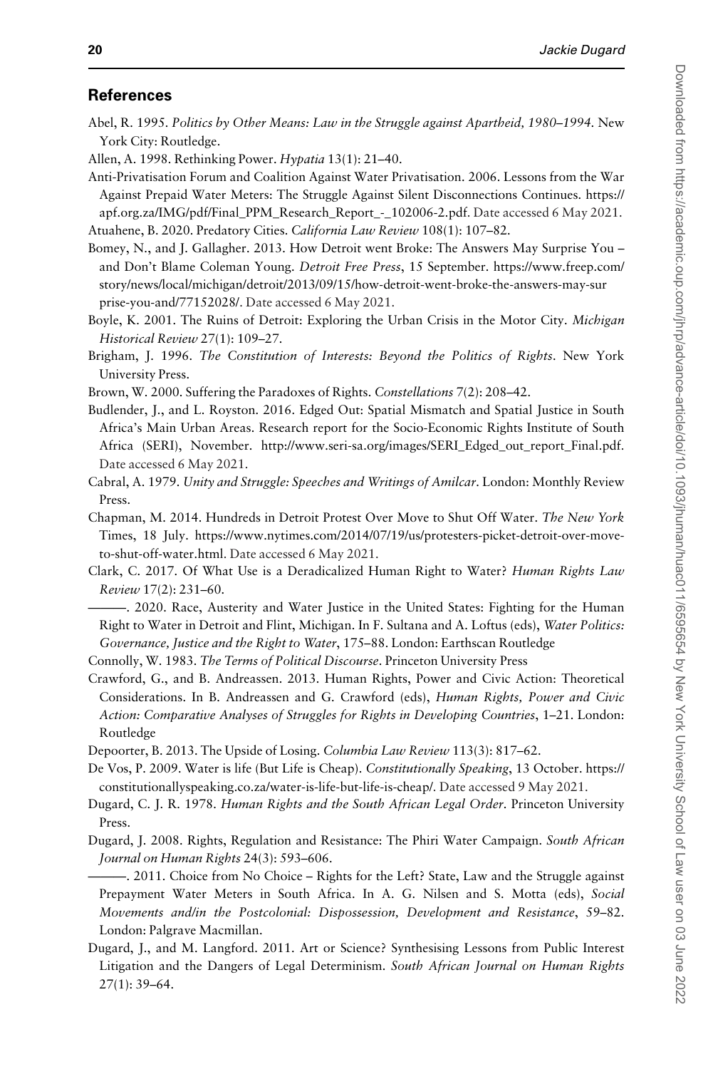## References

Abel, R. 1995. *Politics by Other Means: Law in the Struggle against Apartheid, 1980–1994*. New York City: Routledge.

Allen, A. 1998. Rethinking Power. *Hypatia* 13(1): 21–40.

Anti-Privatisation Forum and Coalition Against Water Privatisation. 2006. Lessons from the War Against Prepaid Water Meters: The Struggle Against Silent Disconnections Continues. https://apf.org.za/IMG/pdf/Final_PPM_Research_Report_-_102006-2.pdf. Date accessed 6 May 2021.

Atuahene, B. 2020. Predatory Cities. *California Law Review* 108(1): 107–82.

Bomey, N., and J. Gallagher. 2013. How Detroit went Broke: The Answers May Surprise You – and Don't Blame Coleman Young. *Detroit Free Press*, 15 September. https://www.freep.com/story/news/local/michigan/detroit/2013/09/15/how-detroit-went-broke-the-answers-may-surprise-you-and/77152028/. Date accessed 6 May 2021.

Boyle, K. 2001. The Ruins of Detroit: Exploring the Urban Crisis in the Motor City. *Michigan Historical Review* 27(1): 109–27.

Brigham, J. 1996. *The Constitution of Interests: Beyond the Politics of Rights*. New York University Press.

Brown, W. 2000. Suffering the Paradoxes of Rights. *Constellations* 7(2): 208–42.

Budlender, J., and L. Royston. 2016. Edged Out: Spatial Mismatch and Spatial Justice in South Africa's Main Urban Areas. Research report for the Socio-Economic Rights Institute of South Africa (SERI), November. http://www.seri-sa.org/images/SERI_Edged_out_report_Final.pdf. Date accessed 6 May 2021.

Cabral, A. 1979. *Unity and Struggle: Speeches and Writings of Amilcar*. London: Monthly Review Press.

Chapman, M. 2014. Hundreds in Detroit Protest Over Move to Shut Off Water. *The New York* Times, 18 July. https://www.nytimes.com/2014/07/19/us/protesters-picket-detroit-over-move-to-shut-off-water.html. Date accessed 6 May 2021.

Clark, C. 2017. Of What Use is a Deradicalized Human Right to Water? *Human Rights Law Review* 17(2): 231–60.

———. 2020. Race, Austerity and Water Justice in the United States: Fighting for the Human Right to Water in Detroit and Flint, Michigan. In F. Sultana and A. Loftus (eds), *Water Politics: Governance, Justice and the Right to Water*, 175–88. London: Earthscan Routledge

Connolly, W. 1983. *The Terms of Political Discourse*. Princeton University Press

Crawford, G., and B. Andreassen. 2013. Human Rights, Power and Civic Action: Theoretical Considerations. In B. Andreassen and G. Crawford (eds), *Human Rights, Power and Civic Action: Comparative Analyses of Struggles for Rights in Developing Countries*, 1–21. London: Routledge

Depoorter, B. 2013. The Upside of Losing. *Columbia Law Review* 113(3): 817–62.

De Vos, P. 2009. Water is life (But Life is Cheap). *Constitutionally Speaking*, 13 October. https://constitutionallyspeaking.co.za/water-is-life-but-life-is-cheap/. Date accessed 9 May 2021.

Dugard, C. J. R. 1978. *Human Rights and the South African Legal Order*. Princeton University Press.

Dugard, J. 2008. Rights, Regulation and Resistance: The Phiri Water Campaign. *South African Journal on Human Rights* 24(3): 593–606.

———. 2011. Choice from No Choice – Rights for the Left? State, Law and the Struggle against Prepayment Water Meters in South Africa. In A. G. Nilsen and S. Motta (eds), *Social Movements and/in the Postcolonial: Dispossession, Development and Resistance*, 59–82. London: Palgrave Macmillan.

Dugard, J., and M. Langford. 2011. Art or Science? Synthesising Lessons from Public Interest Litigation and the Dangers of Legal Determinism. *South African Journal on Human Rights* 27(1): 39–64.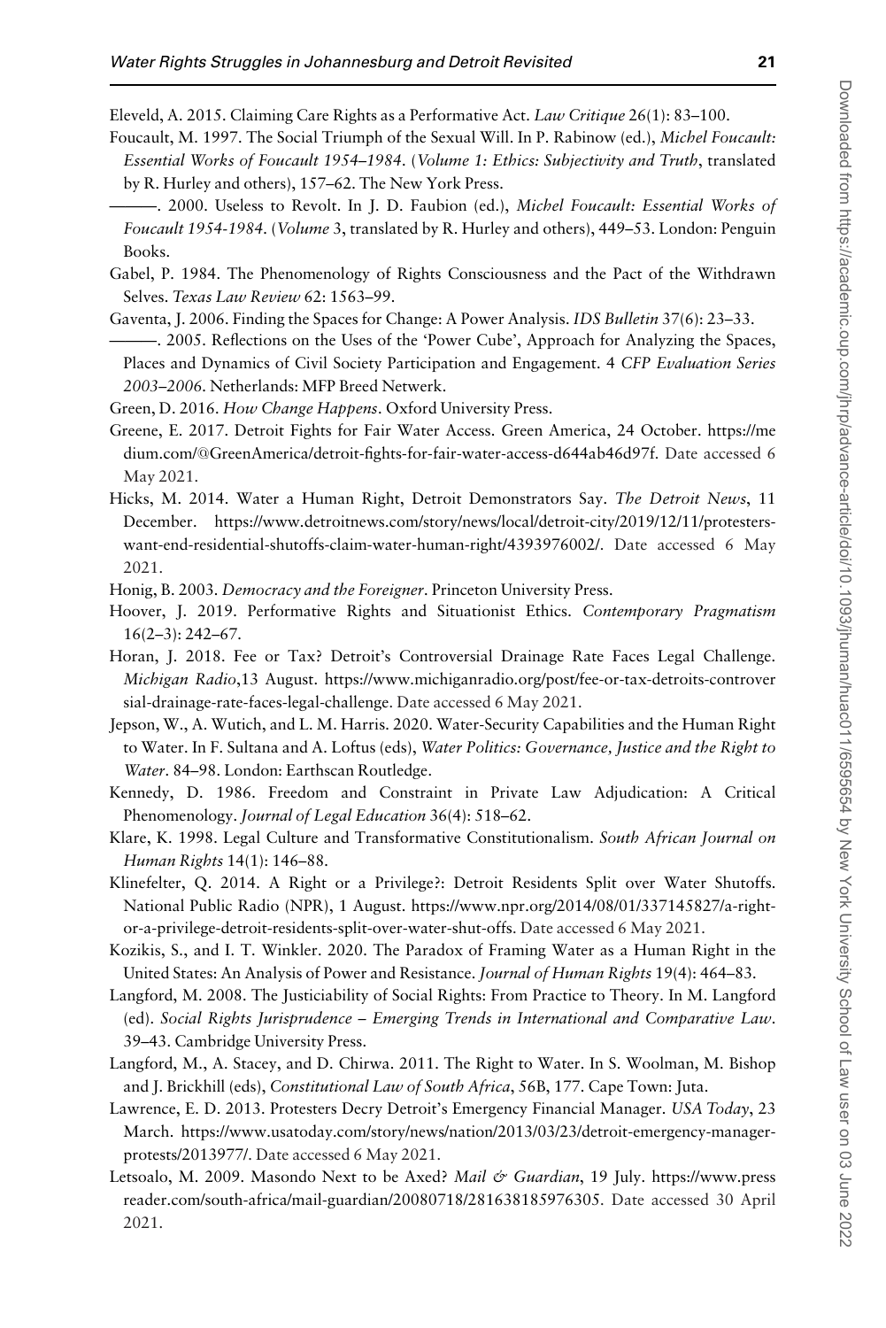Eleveld, A. 2015. Claiming Care Rights as a Performative Act. *Law Critique* 26(1): 83–100.

Foucault, M. 1997. The Social Triumph of the Sexual Will. In P. Rabinow (ed.), *Michel Foucault: Essential Works of Foucault 1954–1984*. (*Volume 1: Ethics: Subjectivity and Truth*, translated by R. Hurley and others), 157–62. The New York Press.

———. 2000. Useless to Revolt. In J. D. Faubion (ed.), *Michel Foucault: Essential Works of Foucault 1954-1984*. (*Volume* 3, translated by R. Hurley and others), 449–53. London: Penguin Books.

Gabel, P. 1984. The Phenomenology of Rights Consciousness and the Pact of the Withdrawn Selves. *Texas Law Review* 62: 1563–99.

Gaventa, J. 2006. Finding the Spaces for Change: A Power Analysis. *IDS Bulletin* 37(6): 23–33.

———. 2005. Reflections on the Uses of the 'Power Cube', Approach for Analyzing the Spaces, Places and Dynamics of Civil Society Participation and Engagement. 4 *CFP Evaluation Series 2003–2006*. Netherlands: MFP Breed Netwerk.

Green, D. 2016. *How Change Happens*. Oxford University Press.

Greene, E. 2017. Detroit Fights for Fair Water Access. Green America, 24 October. https://medium.com/@GreenAmerica/detroit-fights-for-fair-water-access-d644ab46d97f. Date accessed 6 May 2021.

Hicks, M. 2014. Water a Human Right, Detroit Demonstrators Say. *The Detroit News*, 11 December. https://www.detroitnews.com/story/news/local/detroit-city/2019/12/11/protesters-want-end-residential-shutoffs-claim-water-human-right/4393976002/. Date accessed 6 May 2021.

Honig, B. 2003. *Democracy and the Foreigner*. Princeton University Press.

Hoover, J. 2019. Performative Rights and Situationist Ethics. *Contemporary Pragmatism* 16(2–3): 242–67.

Horan, J. 2018. Fee or Tax? Detroit's Controversial Drainage Rate Faces Legal Challenge. *Michigan Radio*,13 August. https://www.michiganradio.org/post/fee-or-tax-detroits-controversial-drainage-rate-faces-legal-challenge. Date accessed 6 May 2021.

Jepson, W., A. Wutich, and L. M. Harris. 2020. Water-Security Capabilities and the Human Right to Water. In F. Sultana and A. Loftus (eds), *Water Politics: Governance, Justice and the Right to Water*. 84–98. London: Earthscan Routledge.

Kennedy, D. 1986. Freedom and Constraint in Private Law Adjudication: A Critical Phenomenology. *Journal of Legal Education* 36(4): 518–62.

Klare, K. 1998. Legal Culture and Transformative Constitutionalism. *South African Journal on Human Rights* 14(1): 146–88.

Klinefelter, Q. 2014. A Right or a Privilege?: Detroit Residents Split over Water Shutoffs. National Public Radio (NPR), 1 August. https://www.npr.org/2014/08/01/337145827/a-right-or-a-privilege-detroit-residents-split-over-water-shut-offs. Date accessed 6 May 2021.

Kozikis, S., and I. T. Winkler. 2020. The Paradox of Framing Water as a Human Right in the United States: An Analysis of Power and Resistance. *Journal of Human Rights* 19(4): 464–83.

Langford, M. 2008. The Justiciability of Social Rights: From Practice to Theory. In M. Langford (ed). *Social Rights Jurisprudence – Emerging Trends in International and Comparative Law*. 39–43. Cambridge University Press.

Langford, M., A. Stacey, and D. Chirwa. 2011. The Right to Water. In S. Woolman, M. Bishop and J. Brickhill (eds), *Constitutional Law of South Africa*, 56B, 177. Cape Town: Juta.

Lawrence, E. D. 2013. Protesters Decry Detroit's Emergency Financial Manager. *USA Today*, 23 March. https://www.usatoday.com/story/news/nation/2013/03/23/detroit-emergency-manager-protests/2013977/. Date accessed 6 May 2021.

Letsoalo, M. 2009. Masondo Next to be Axed? *Mail & Guardian*, 19 July. https://www.pressreader.com/south-africa/mail-guardian/20080718/281638185976305. Date accessed 30 April 2021.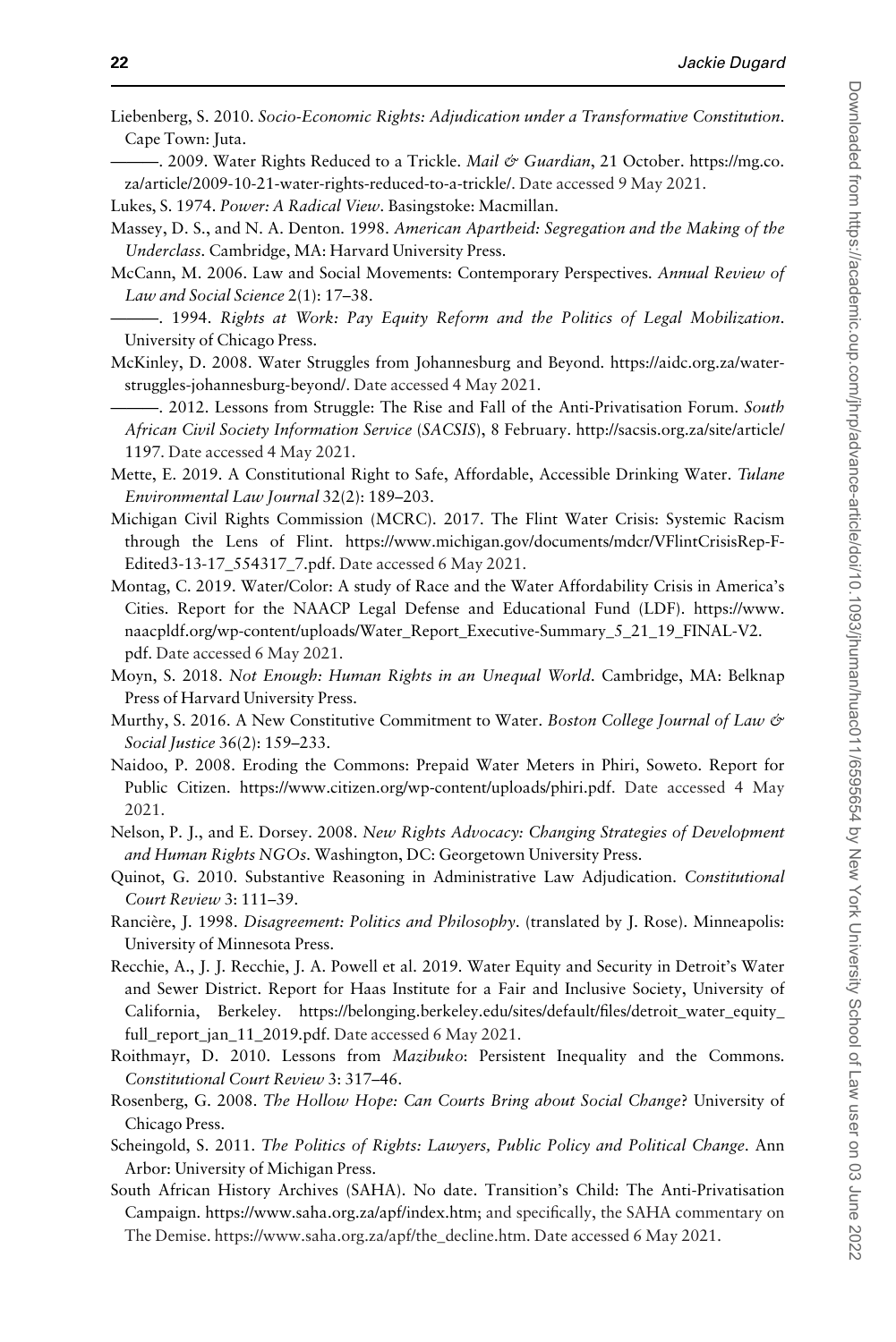Liebenberg, S. 2010. *Socio-Economic Rights: Adjudication under a Transformative Constitution*. Cape Town: Juta.

———. 2009. Water Rights Reduced to a Trickle. *Mail & Guardian*, 21 October. https://mg.co.za/article/2009-10-21-water-rights-reduced-to-a-trickle/. Date accessed 9 May 2021.

Lukes, S. 1974. *Power: A Radical View*. Basingstoke: Macmillan.

Massey, D. S., and N. A. Denton. 1998. *American Apartheid: Segregation and the Making of the Underclass*. Cambridge, MA: Harvard University Press.

McCann, M. 2006. Law and Social Movements: Contemporary Perspectives. *Annual Review of Law and Social Science* 2(1): 17–38.

———. 1994. *Rights at Work: Pay Equity Reform and the Politics of Legal Mobilization*. University of Chicago Press.

McKinley, D. 2008. Water Struggles from Johannesburg and Beyond. https://aidc.org.za/water-struggles-johannesburg-beyond/. Date accessed 4 May 2021.

———. 2012. Lessons from Struggle: The Rise and Fall of the Anti-Privatisation Forum. *South African Civil Society Information Service (SACSIS)*, 8 February. http://sacsis.org.za/site/article/1197. Date accessed 4 May 2021.

Mette, E. 2019. A Constitutional Right to Safe, Affordable, Accessible Drinking Water. *Tulane Environmental Law Journal* 32(2): 189–203.

Michigan Civil Rights Commission (MCRC). 2017. The Flint Water Crisis: Systemic Racism through the Lens of Flint. https://www.michigan.gov/documents/mdcr/VFlintCrisisRep-F-Edited3-13-17_554317_7.pdf. Date accessed 6 May 2021.

Montag, C. 2019. Water/Color: A study of Race and the Water Affordability Crisis in America's Cities. Report for the NAACP Legal Defense and Educational Fund (LDF). https://www.naacpldf.org/wp-content/uploads/Water_Report_Executive-Summary_5_21_19_FINAL-V2.pdf. Date accessed 6 May 2021.

Moyn, S. 2018. *Not Enough: Human Rights in an Unequal World*. Cambridge, MA: Belknap Press of Harvard University Press.

Murthy, S. 2016. A New Constitutive Commitment to Water. *Boston College Journal of Law & Social Justice* 36(2): 159–233.

Naidoo, P. 2008. Eroding the Commons: Prepaid Water Meters in Phiri, Soweto. Report for Public Citizen. https://www.citizen.org/wp-content/uploads/phiri.pdf. Date accessed 4 May 2021.

Nelson, P. J., and E. Dorsey. 2008. *New Rights Advocacy: Changing Strategies of Development and Human Rights NGOs*. Washington, DC: Georgetown University Press.

Quinot, G. 2010. Substantive Reasoning in Administrative Law Adjudication. *Constitutional Court Review* 3: 111–39.

Rancière, J. 1998. *Disagreement: Politics and Philosophy*. (translated by J. Rose). Minneapolis: University of Minnesota Press.

Recchie, A., J. J. Recchie, J. A. Powell et al. 2019. Water Equity and Security in Detroit's Water and Sewer District. Report for Haas Institute for a Fair and Inclusive Society, University of California, Berkeley. https://belonging.berkeley.edu/sites/default/files/detroit_water_equity_full_report_jan_11_2019.pdf. Date accessed 6 May 2021.

Roithmayr, D. 2010. Lessons from *Mazibuko*: Persistent Inequality and the Commons. *Constitutional Court Review* 3: 317–46.

Rosenberg, G. 2008. *The Hollow Hope: Can Courts Bring about Social Change*? University of Chicago Press.

Scheingold, S. 2011. *The Politics of Rights: Lawyers, Public Policy and Political Change*. Ann Arbor: University of Michigan Press.

South African History Archives (SAHA). No date. Transition's Child: The Anti-Privatisation Campaign. https://www.saha.org.za/apf/index.htm; and specifically, the SAHA commentary on The Demise. https://www.saha.org.za/apf/the_decline.htm. Date accessed 6 May 2021.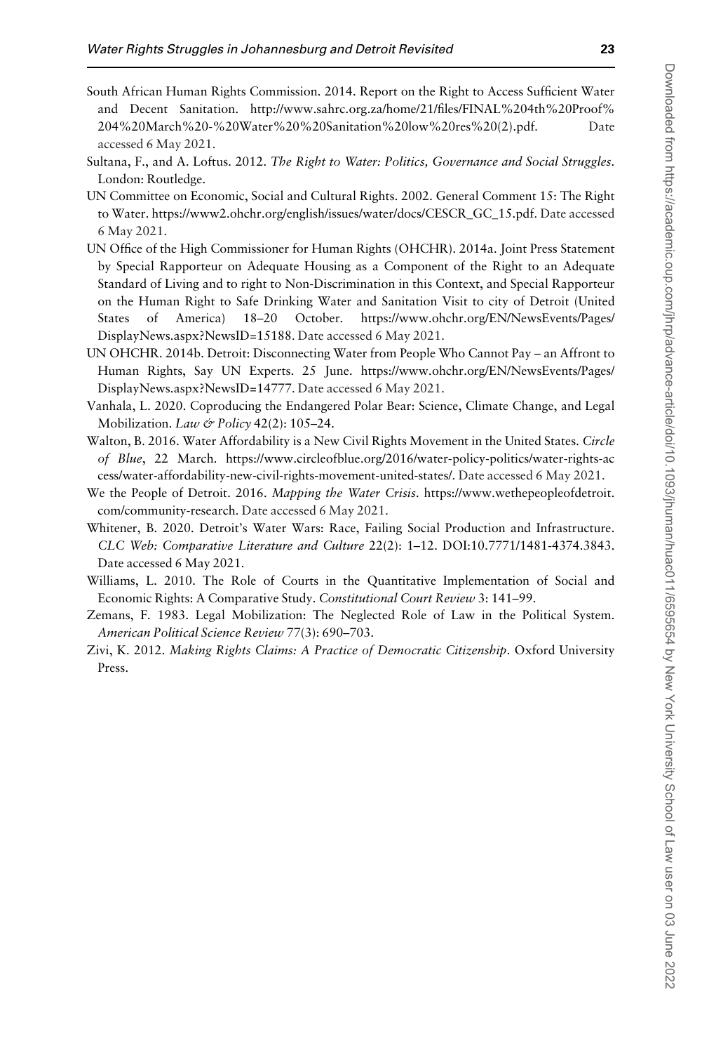South African Human Rights Commission. 2014. Report on the Right to Access Sufficient Water and Decent Sanitation. http://www.sahrc.org.za/home/21/files/FINAL%204th%20Proof%204%20March%20-%20Water%20%20Sanitation%20low%20res%20(2).pdf. Date accessed 6 May 2021.

Sultana, F., and A. Loftus. 2012. *The Right to Water: Politics, Governance and Social Struggles*. London: Routledge.

UN Committee on Economic, Social and Cultural Rights. 2002. General Comment 15: The Right to Water. https://www2.ohchr.org/english/issues/water/docs/CESCR_GC_15.pdf. Date accessed 6 May 2021.

UN Office of the High Commissioner for Human Rights (OHCHR). 2014a. Joint Press Statement by Special Rapporteur on Adequate Housing as a Component of the Right to an Adequate Standard of Living and to right to Non-Discrimination in this Context, and Special Rapporteur on the Human Right to Safe Drinking Water and Sanitation Visit to city of Detroit (United States of America) 18–20 October. https://www.ohchr.org/EN/NewsEvents/Pages/DisplayNews.aspx?NewsID=15188. Date accessed 6 May 2021.

UN OHCHR. 2014b. Detroit: Disconnecting Water from People Who Cannot Pay – an Affront to Human Rights, Say UN Experts. 25 June. https://www.ohchr.org/EN/NewsEvents/Pages/DisplayNews.aspx?NewsID=14777. Date accessed 6 May 2021.

Vanhala, L. 2020. Coproducing the Endangered Polar Bear: Science, Climate Change, and Legal Mobilization. *Law & Policy* 42(2): 105–24.

Walton, B. 2016. Water Affordability is a New Civil Rights Movement in the United States. *Circle of Blue*, 22 March. https://www.circleofblue.org/2016/water-policy-politics/water-rights-access/water-affordability-new-civil-rights-movement-united-states/. Date accessed 6 May 2021.

We the People of Detroit. 2016. *Mapping the Water Crisis*. https://www.wethepeopleofdetroit.com/community-research. Date accessed 6 May 2021.

Whitener, B. 2020. Detroit's Water Wars: Race, Failing Social Production and Infrastructure. *CLC Web: Comparative Literature and Culture* 22(2): 1–12. DOI:10.7771/1481-4374.3843. Date accessed 6 May 2021.

Williams, L. 2010. The Role of Courts in the Quantitative Implementation of Social and Economic Rights: A Comparative Study. *Constitutional Court Review* 3: 141–99.

Zemans, F. 1983. Legal Mobilization: The Neglected Role of Law in the Political System. *American Political Science Review* 77(3): 690–703.

Zivi, K. 2012. *Making Rights Claims: A Practice of Democratic Citizenship*. Oxford University Press.